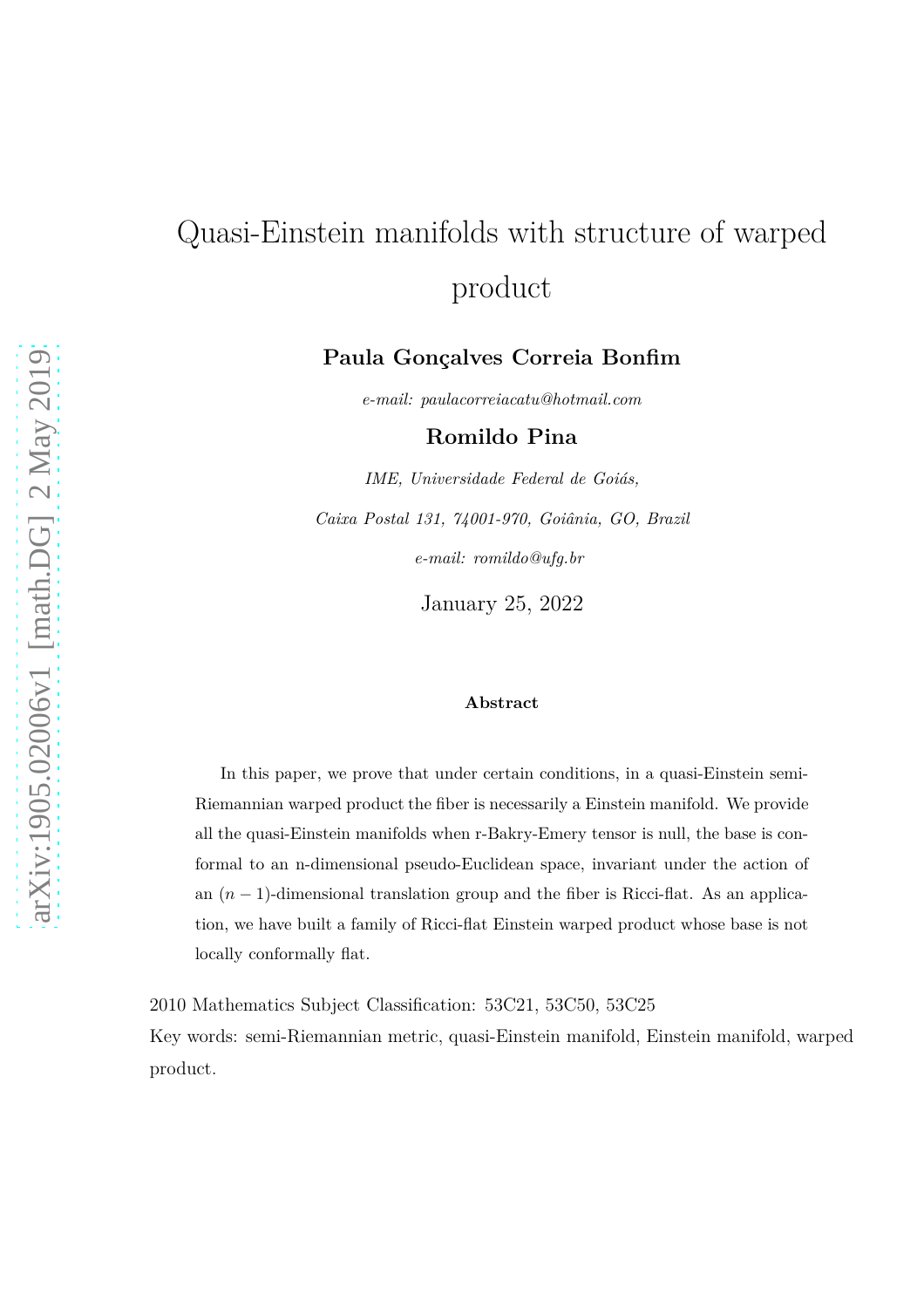# Quasi-Einstein manifolds with structure of warped product

**Paula Gonçalves Correia Bonfim**

*e-mail: paulacorreiacatu@hotmail.com*

**Romildo Pina**

*IME, Universidade Federal de Goiás,*

*Caixa Postal 131, 74001-970, Goiânia, GO, Brazil*

*e-mail: romildo@ufg.br*

January 25, 2022

#### Abstract

In this paper, we prove that under certain conditions, in a quasi-Einstein semi-Riemannian warped product the fiber is necessarily a Einstein manifold. We provide all the quasi-Einstein manifolds when r-Bakry-Emery tensor is null, the base is conformal to an n-dimensional pseudo-Euclidean space, invariant under the action of an $(n-1)$-dimensional translation group and the fiber is Ricci-flat. As an application, we have built a family of Ricci-flat Einstein warped product whose base is not locally conformally flat.

2010 Mathematics Subject Classification: 53C21, 53C50, 53C25

Key words: semi-Riemannian metric, quasi-Einstein manifold, Einstein manifold, warped product.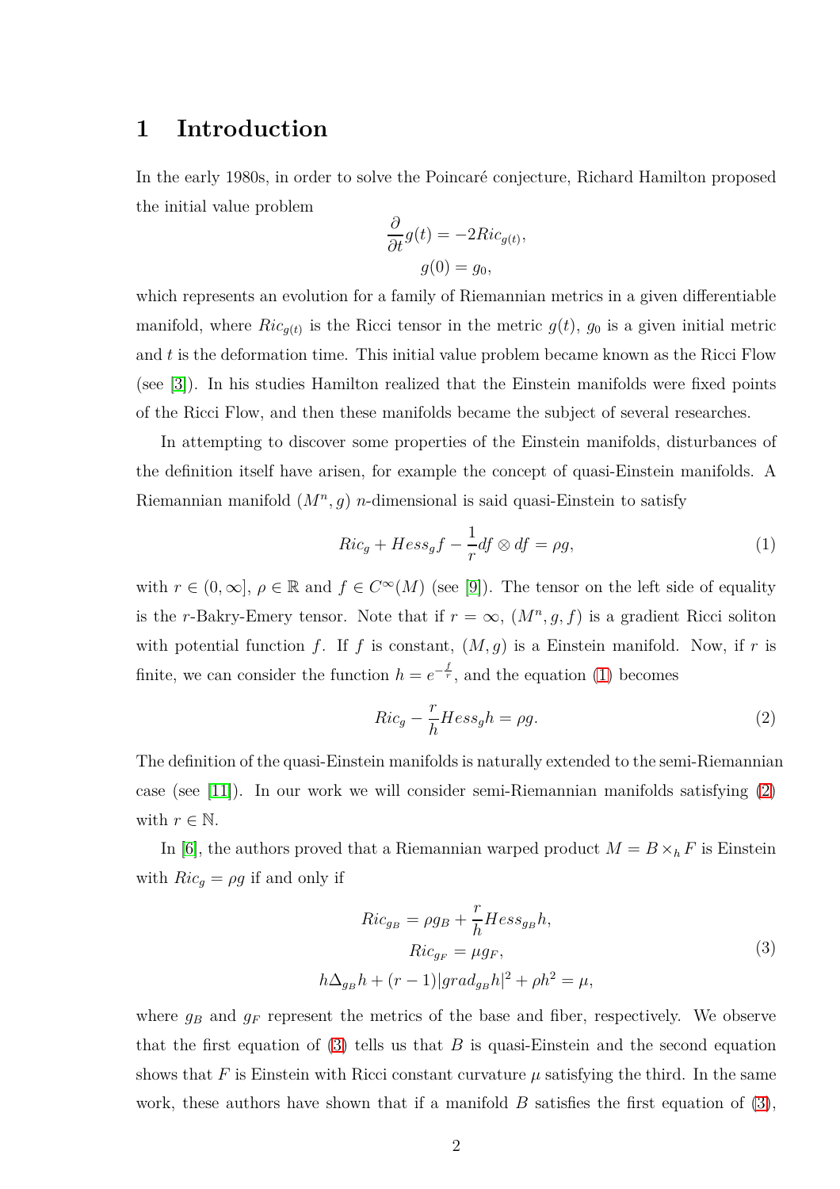# 1 Introduction

In the early 1980s, in order to solve the Poincaré conjecture, Richard Hamilton proposed the initial value problem

$$\frac{\partial}{\partial t}g(t) = -2Ric_{g(t)},$$
$$g(0) = g_0,$$

which represents an evolution for a family of Riemannian metrics in a given differentiable manifold, where $Ric_{g(t)}$ is the Ricci tensor in the metric $g(t)$, $g_0$ is a given initial metric and $t$ is the deformation time. This initial value problem became known as the Ricci Flow (see [3]). In his studies Hamilton realized that the Einstein manifolds were fixed points of the Ricci Flow, and then these manifolds became the subject of several researches.

In attempting to discover some properties of the Einstein manifolds, disturbances of the definition itself have arisen, for example the concept of quasi-Einstein manifolds. A Riemannian manifold $(M^n, g)$ $n$-dimensional is said quasi-Einstein to satisfy

$$Ric_g + Hess_g f - \frac{1}{r}df \otimes df = \rho g, \tag{1}$$

with $r \in (0, \infty]$, $\rho \in \mathbb{R}$ and $f \in C^\infty(M)$ (see [9]). The tensor on the left side of equality is the $r$-Bakry-Emery tensor. Note that if $r = \infty$, $(M^n, g, f)$ is a gradient Ricci soliton with potential function $f$. If $f$ is constant, $(M, g)$ is a Einstein manifold. Now, if $r$ is finite, we can consider the function $h = e^{-\frac{f}{r}}$, and the equation (1) becomes

$$Ric_g - \frac{r}{h}Hess_g h = \rho g. \tag{2}$$

The definition of the quasi-Einstein manifolds is naturally extended to the semi-Riemannian case (see [11]). In our work we will consider semi-Riemannian manifolds satisfying (2) with $r \in \mathbb{N}$.

In [6], the authors proved that a Riemannian warped product $M = B \times_h F$ is Einstein with $Ric_g = \rho g$ if and only if

$$\begin{aligned} Ric_{g_B} &= \rho g_B + \frac{r}{h}Hess_{g_B} h, \\ Ric_{g_F} &= \mu g_F, \\ h\Delta_{g_B} h + (r-1)|grad_{g_B} h|^2 + \rho h^2 &= \mu, \end{aligned} \tag{3}$$

where $g_B$ and $g_F$ represent the metrics of the base and fiber, respectively. We observe that the first equation of (3) tells us that $B$ is quasi-Einstein and the second equation shows that $F$ is Einstein with Ricci constant curvature $\mu$ satisfying the third. In the same work, these authors have shown that if a manifold $B$ satisfies the first equation of (3),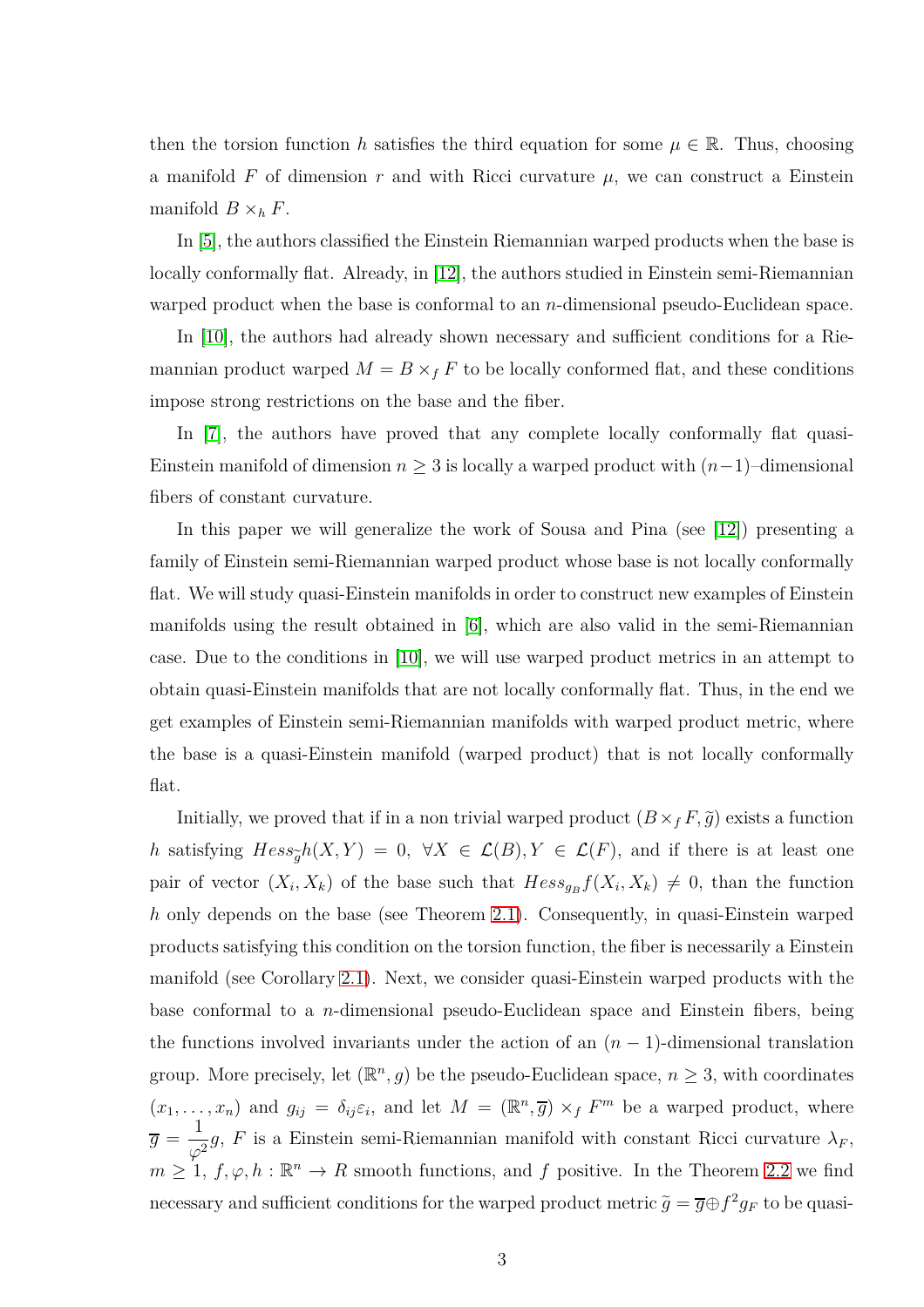then the torsion function $h$ satisfies the third equation for some $\mu \in \mathbb{R}$. Thus, choosing a manifold $F$ of dimension $r$ and with Ricci curvature $\mu$, we can construct a Einstein manifold $B \times_h F$.

In [5], the authors classified the Einstein Riemannian warped products when the base is locally conformally flat. Already, in [12], the authors studied in Einstein semi-Riemannian warped product when the base is conformal to an $n$-dimensional pseudo-Euclidean space.

In [10], the authors had already shown necessary and sufficient conditions for a Riemannian product warped $M = B \times_f F$ to be locally conformed flat, and these conditions impose strong restrictions on the base and the fiber.

In [7], the authors have proved that any complete locally conformally flat quasi-Einstein manifold of dimension $n \geq 3$ is locally a warped product with $(n-1)$–dimensional fibers of constant curvature.

In this paper we will generalize the work of Sousa and Pina (see [12]) presenting a family of Einstein semi-Riemannian warped product whose base is not locally conformally flat. We will study quasi-Einstein manifolds in order to construct new examples of Einstein manifolds using the result obtained in [6], which are also valid in the semi-Riemannian case. Due to the conditions in [10], we will use warped product metrics in an attempt to obtain quasi-Einstein manifolds that are not locally conformally flat. Thus, in the end we get examples of Einstein semi-Riemannian manifolds with warped product metric, where the base is a quasi-Einstein manifold (warped product) that is not locally conformally flat.

Initially, we proved that if in a non trivial warped product $(B \times_f F, \tilde{g})$ exists a function $h$ satisfying $Hess_{\tilde{g}} h(X, Y) = 0, \ \forall X \in \mathcal{L}(B), Y \in \mathcal{L}(F)$, and if there is at least one pair of vector $(X_i, X_k)$ of the base such that $Hess_{g_B} f(X_i, X_k) \neq 0$, than the function $h$ only depends on the base (see Theorem 2.1). Consequently, in quasi-Einstein warped products satisfying this condition on the torsion function, the fiber is necessarily a Einstein manifold (see Corollary 2.1). Next, we consider quasi-Einstein warped products with the base conformal to a $n$-dimensional pseudo-Euclidean space and Einstein fibers, being the functions involved invariants under the action of an $(n-1)$-dimensional translation group. More precisely, let $(\mathbb{R}^n, g)$ be the pseudo-Euclidean space, $n \geq 3$, with coordinates $(x_1, \ldots, x_n)$ and $g_{ij} = \delta_{ij}\varepsilon_i$, and let $M = (\mathbb{R}^n, \overline{g}) \times_f F^m$ be a warped product, where $\overline{g} = \dfrac{1}{\varphi^2} g$, $F$ is a Einstein semi-Riemannian manifold with constant Ricci curvature $\lambda_F$, $m \geq 1$, $f, \varphi, h : \mathbb{R}^n \to R$ smooth functions, and $f$ positive. In the Theorem 2.2 we find necessary and sufficient conditions for the warped product metric $\tilde{g} = \overline{g} \oplus f^2 g_F$ to be quasi-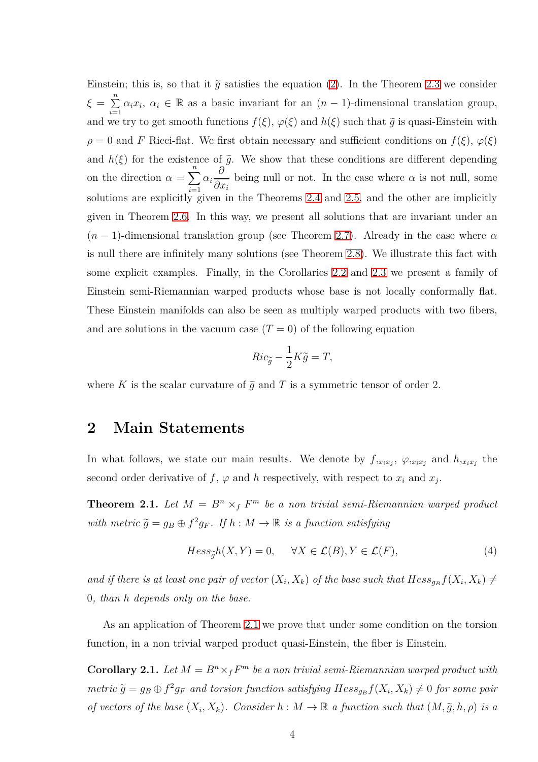Einstein; this is, so that it $\widetilde{g}$ satisfies the equation (2). In the Theorem 2.3 we consider $\xi = \sum_{i=1}^{n} \alpha_i x_i$, $\alpha_i \in \mathbb{R}$ as a basic invariant for an $(n-1)$-dimensional translation group, and we try to get smooth functions $f(\xi)$, $\varphi(\xi)$ and $h(\xi)$ such that $\widetilde{g}$ is quasi-Einstein with $\rho = 0$ and $F$ Ricci-flat. We first obtain necessary and sufficient conditions on $f(\xi)$, $\varphi(\xi)$ and $h(\xi)$ for the existence of $\widetilde{g}$. We show that these conditions are different depending on the direction $\alpha = \sum_{i=1}^{n} \alpha_i \frac{\partial}{\partial x_i}$ being null or not. In the case where $\alpha$ is not null, some solutions are explicitly given in the Theorems 2.4 and 2.5, and the other are implicitly given in Theorem 2.6. In this way, we present all solutions that are invariant under an $(n-1)$-dimensional translation group (see Theorem 2.7). Already in the case where $\alpha$ is null there are infinitely many solutions (see Theorem 2.8). We illustrate this fact with some explicit examples. Finally, in the Corollaries 2.2 and 2.3 we present a family of Einstein semi-Riemannian warped products whose base is not locally conformally flat. These Einstein manifolds can also be seen as multiply warped products with two fibers, and are solutions in the vacuum case ($T = 0$) of the following equation

$$Ric_{\widetilde{g}} - \frac{1}{2} K \widetilde{g} = T,$$

where $K$ is the scalar curvature of $\widetilde{g}$ and $T$ is a symmetric tensor of order 2.

## 2 Main Statements

In what follows, we state our main results. We denote by $f_{,x_i x_j}$, $\varphi_{,x_i x_j}$ and $h_{,x_i x_j}$ the second order derivative of $f$, $\varphi$ and $h$ respectively, with respect to $x_i$ and $x_j$.

**Theorem 2.1.** *Let $M = B^n \times_f F^m$ be a non trivial semi-Riemannian warped product with metric $\widetilde{g} = g_B \oplus f^2 g_F$. If $h : M \to \mathbb{R}$ is a function satisfying*

$$Hess_{\widetilde{g}} h(X, Y) = 0, \qquad \forall X \in \mathcal{L}(B), Y \in \mathcal{L}(F), \tag{4}$$

*and if there is at least one pair of vector $(X_i, X_k)$ of the base such that $Hess_{g_B} f(X_i, X_k) \neq 0$, than $h$ depends only on the base.*

As an application of Theorem 2.1 we prove that under some condition on the torsion function, in a non trivial warped product quasi-Einstein, the fiber is Einstein.

**Corollary 2.1.** *Let $M = B^n \times_f F^m$ be a non trivial semi-Riemannian warped product with metric $\widetilde{g} = g_B \oplus f^2 g_F$ and torsion function satisfying $Hess_{g_B} f(X_i, X_k) \neq 0$ for some pair of vectors of the base $(X_i, X_k)$. Consider $h : M \to \mathbb{R}$ a function such that $(M, \widetilde{g}, h, \rho)$ is a*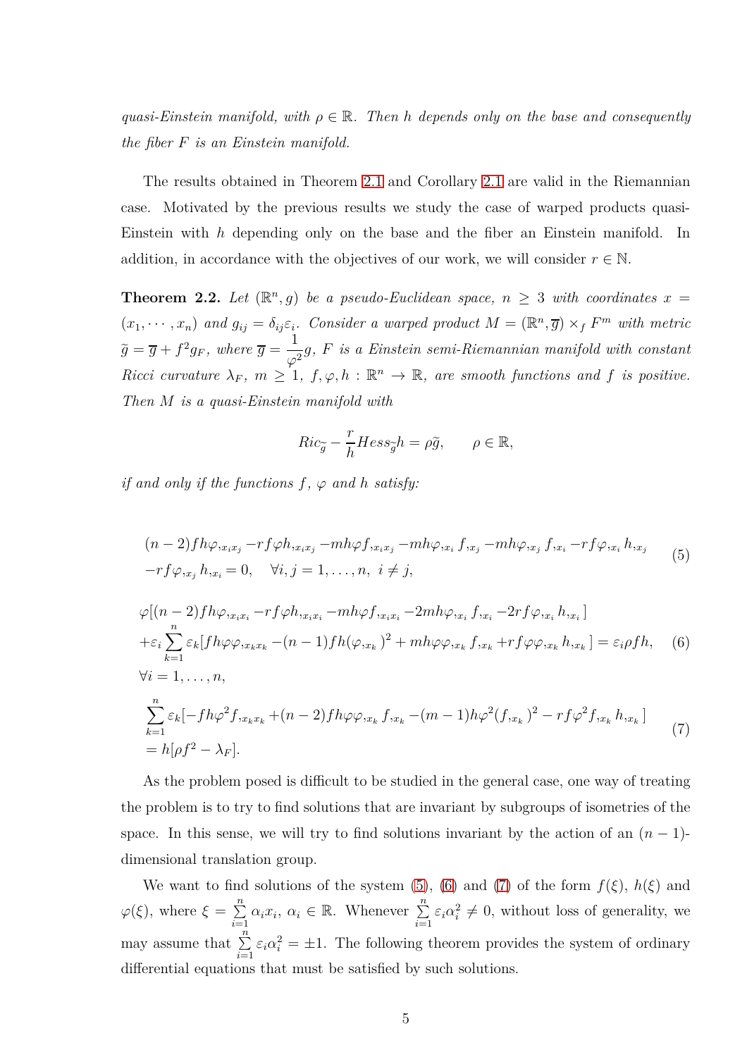*quasi-Einstein manifold, with $\rho \in \mathbb{R}$. Then $h$ depends only on the base and consequently the fiber $F$ is an Einstein manifold.*

The results obtained in Theorem 2.1 and Corollary 2.1 are valid in the Riemannian case. Motivated by the previous results we study the case of warped products quasi-Einstein with $h$ depending only on the base and the fiber an Einstein manifold. In addition, in accordance with the objectives of our work, we will consider $r \in \mathbb{N}$.

**Theorem 2.2.** *Let $(\mathbb{R}^n, g)$ be a pseudo-Euclidean space, $n \geq 3$ with coordinates $x = (x_1, \cdots, x_n)$ and $g_{ij} = \delta_{ij}\varepsilon_i$. Consider a warped product $M = (\mathbb{R}^n, \overline{g}) \times_f F^m$ with metric $\widetilde{g} = \overline{g} + f^2 g_F$, where $\overline{g} = \dfrac{1}{\varphi^2} g$, $F$ is a Einstein semi-Riemannian manifold with constant Ricci curvature $\lambda_F$, $m \geq 1$, $f, \varphi, h : \mathbb{R}^n \to \mathbb{R}$, are smooth functions and $f$ is positive. Then $M$ is a quasi-Einstein manifold with*

$$Ric_{\widetilde{g}} - \frac{r}{h} Hess_{\widetilde{g}} h = \rho \widetilde{g}, \qquad \rho \in \mathbb{R},$$

*if and only if the functions $f$, $\varphi$ and $h$ satisfy:*

$$\begin{aligned}
&(n-2) f h \varphi_{,x_i x_j} - r f \varphi h_{,x_i x_j} - m h \varphi f_{,x_i x_j} - m h \varphi_{,x_i} f_{,x_j} - m h \varphi_{,x_j} f_{,x_i} - r f \varphi_{,x_i} h_{,x_j} \\
&- r f \varphi_{,x_j} h_{,x_i} = 0, \quad \forall i, j = 1, \ldots, n, \; i \neq j,
\end{aligned} \tag{5}$$

$$\begin{aligned}
&\varphi[(n-2) f h \varphi_{,x_i x_i} - r f \varphi h_{,x_i x_i} - m h \varphi f_{,x_i x_i} - 2 m h \varphi_{,x_i} f_{,x_i} - 2 r f \varphi_{,x_i} h_{,x_i}] \\
&+ \varepsilon_i \sum_{k=1}^{n} \varepsilon_k [f h \varphi \varphi_{,x_k x_k} - (n-1) f h (\varphi_{,x_k})^2 + m h \varphi \varphi_{,x_k} f_{,x_k} + r f \varphi \varphi_{,x_k} h_{,x_k}] = \varepsilon_i \rho f h, \\
&\forall i = 1, \ldots, n,
\end{aligned} \tag{6}$$

$$\begin{aligned}
&\sum_{k=1}^{n} \varepsilon_k [- f h \varphi^2 f_{,x_k x_k} + (n-2) f h \varphi \varphi_{,x_k} f_{,x_k} - (m-1) h \varphi^2 (f_{,x_k})^2 - r f \varphi^2 f_{,x_k} h_{,x_k}] \\
&= h[\rho f^2 - \lambda_F].
\end{aligned} \tag{7}$$

As the problem posed is difficult to be studied in the general case, one way of treating the problem is to try to find solutions that are invariant by subgroups of isometries of the space. In this sense, we will try to find solutions invariant by the action of an $(n-1)$-dimensional translation group.

We want to find solutions of the system (5), (6) and (7) of the form $f(\xi)$, $h(\xi)$ and $\varphi(\xi)$, where $\xi = \sum_{i=1}^{n} \alpha_i x_i$, $\alpha_i \in \mathbb{R}$. Whenever $\sum_{i=1}^{n} \varepsilon_i \alpha_i^2 \neq 0$, without loss of generality, we may assume that $\sum_{i=1}^{n} \varepsilon_i \alpha_i^2 = \pm 1$. The following theorem provides the system of ordinary differential equations that must be satisfied by such solutions.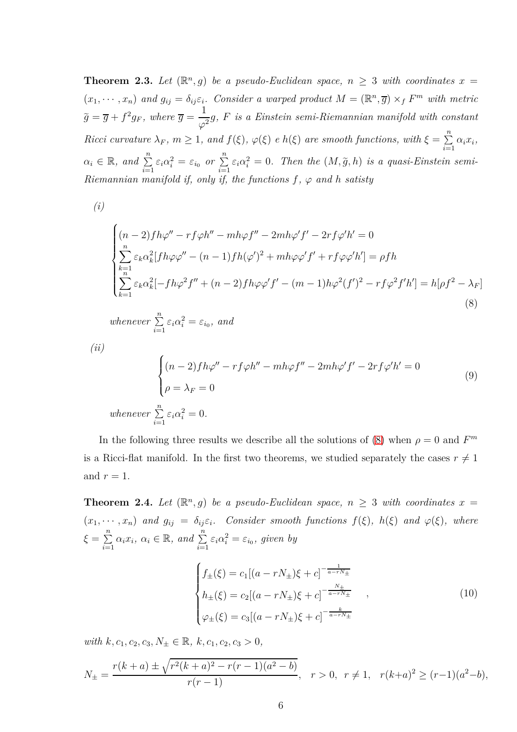**Theorem 2.3.** *Let $(\mathbb{R}^n, g)$ be a pseudo-Euclidean space, $n \geq 3$ with coordinates $x = (x_1, \cdots, x_n)$ and $g_{ij} = \delta_{ij}\varepsilon_i$. Consider a warped product $M = (\mathbb{R}^n, \overline{g}) \times_f F^m$ with metric $\widetilde{g} = \overline{g} + f^2 g_F$, where $\overline{g} = \dfrac{1}{\varphi^2} g$, $F$ is a Einstein semi-Riemannian manifold with constant Ricci curvature $\lambda_F$, $m \geq 1$, and $f(\xi)$, $\varphi(\xi)$ e $h(\xi)$ are smooth functions, with $\xi = \sum_{i=1}^{n} \alpha_i x_i$, $\alpha_i \in \mathbb{R}$, and $\sum_{i=1}^{n} \varepsilon_i \alpha_i^2 = \varepsilon_{i_0}$ or $\sum_{i=1}^{n} \varepsilon_i \alpha_i^2 = 0$. Then the $(M, \widetilde{g}, h)$ is a quasi-Einstein semi-Riemannian manifold if, only if, the functions $f$, $\varphi$ and $h$ satisty*

*(i)*

$$
\begin{cases}
(n-2)fh\varphi'' - rf\varphi h'' - mh\varphi f'' - 2mh\varphi' f' - 2rf\varphi' h' = 0 \\
\sum_{k=1}^{n} \varepsilon_k \alpha_k^2 [fh\varphi\varphi'' - (n-1)fh(\varphi')^2 + mh\varphi\varphi' f' + rf\varphi\varphi' h'] = \rho f h \\
\sum_{k=1}^{n} \varepsilon_k \alpha_k^2 [-fh\varphi^2 f'' + (n-2)fh\varphi\varphi' f' - (m-1)h\varphi^2 (f')^2 - rf\varphi^2 f' h'] = h[\rho f^2 - \lambda_F]
\end{cases}
\tag{8}
$$

*whenever $\sum_{i=1}^{n} \varepsilon_i \alpha_i^2 = \varepsilon_{i_0}$, and*

*(ii)*

$$
\begin{cases}
(n-2)fh\varphi'' - rf\varphi h'' - mh\varphi f'' - 2mh\varphi' f' - 2rf\varphi' h' = 0 \\
\rho = \lambda_F = 0
\end{cases}
\tag{9}
$$

*whenever $\sum_{i=1}^{n} \varepsilon_i \alpha_i^2 = 0$.*

In the following three results we describe all the solutions of (8) when $\rho = 0$ and $F^m$ is a Ricci-flat manifold. In the first two theorems, we studied separately the cases $r \neq 1$ and $r = 1$.

**Theorem 2.4.** *Let $(\mathbb{R}^n, g)$ be a pseudo-Euclidean space, $n \geq 3$ with coordinates $x = (x_1, \cdots, x_n)$ and $g_{ij} = \delta_{ij}\varepsilon_i$. Consider smooth functions $f(\xi)$, $h(\xi)$ and $\varphi(\xi)$, where $\xi = \sum_{i=1}^{n} \alpha_i x_i$, $\alpha_i \in \mathbb{R}$, and $\sum_{i=1}^{n} \varepsilon_i \alpha_i^2 = \varepsilon_{i_0}$, given by*

$$
\begin{cases}
f_{\pm}(\xi) = c_1[(a - rN_{\pm})\xi + c]^{-\frac{1}{a - rN_{\pm}}} \\
h_{\pm}(\xi) = c_2[(a - rN_{\pm})\xi + c]^{-\frac{N_{\pm}}{a - rN_{\pm}}} \\
\varphi_{\pm}(\xi) = c_3[(a - rN_{\pm})\xi + c]^{-\frac{k}{a - rN_{\pm}}}
\end{cases}
,
\tag{10}
$$

*with $k, c_1, c_2, c_3, N_{\pm} \in \mathbb{R}$, $k, c_1, c_2, c_3 > 0$,*

$$
N_{\pm} = \frac{r(k+a) \pm \sqrt{r^2(k+a)^2 - r(r-1)(a^2 - b)}}{r(r-1)}, \quad r > 0, \ \ r \neq 1, \quad r(k+a)^2 \geq (r-1)(a^2 - b),
$$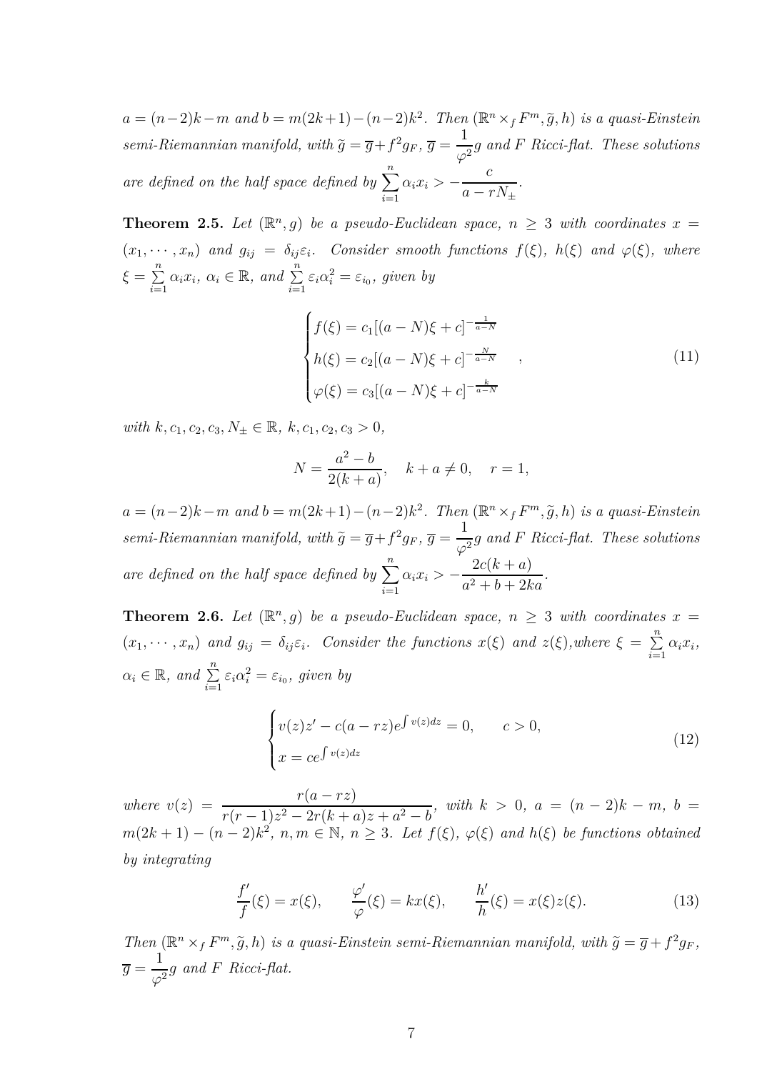$a = (n-2)k - m$ and $b = m(2k+1) - (n-2)k^2$. Then $(\mathbb{R}^n \times_f F^m, \widetilde{g}, h)$ is a quasi-Einstein semi-Riemannian manifold, with $\widetilde{g} = \overline{g} + f^2 g_F$, $\overline{g} = \dfrac{1}{\varphi^2} g$ and $F$ Ricci-flat. These solutions are defined on the half space defined by $\sum\limits_{i=1}^{n} \alpha_i x_i > -\dfrac{c}{a - rN_{\pm}}$.

**Theorem 2.5.** *Let $(\mathbb{R}^n, g)$ be a pseudo-Euclidean space, $n \geq 3$ with coordinates $x = (x_1, \cdots, x_n)$ and $g_{ij} = \delta_{ij}\varepsilon_i$. Consider smooth functions $f(\xi)$, $h(\xi)$ and $\varphi(\xi)$, where $\xi = \sum\limits_{i=1}^{n} \alpha_i x_i$, $\alpha_i \in \mathbb{R}$, and $\sum\limits_{i=1}^{n} \varepsilon_i \alpha_i^2 = \varepsilon_{i_0}$, given by*

$$\begin{cases} f(\xi) = c_1[(a-N)\xi + c]^{-\frac{1}{a-N}} \\ h(\xi) = c_2[(a-N)\xi + c]^{-\frac{N}{a-N}} \\ \varphi(\xi) = c_3[(a-N)\xi + c]^{-\frac{k}{a-N}} \end{cases}, \tag{11}$$

*with $k, c_1, c_2, c_3, N_{\pm} \in \mathbb{R}$, $k, c_1, c_2, c_3 > 0$,*

$$N = \frac{a^2 - b}{2(k+a)}, \quad k + a \neq 0, \quad r = 1,$$

*$a = (n-2)k - m$ and $b = m(2k+1) - (n-2)k^2$. Then $(\mathbb{R}^n \times_f F^m, \widetilde{g}, h)$ is a quasi-Einstein semi-Riemannian manifold, with $\widetilde{g} = \overline{g} + f^2 g_F$, $\overline{g} = \dfrac{1}{\varphi^2} g$ and $F$ Ricci-flat. These solutions are defined on the half space defined by $\sum\limits_{i=1}^{n} \alpha_i x_i > -\dfrac{2c(k+a)}{a^2 + b + 2ka}$.*

**Theorem 2.6.** *Let $(\mathbb{R}^n, g)$ be a pseudo-Euclidean space, $n \geq 3$ with coordinates $x = (x_1, \cdots, x_n)$ and $g_{ij} = \delta_{ij}\varepsilon_i$. Consider the functions $x(\xi)$ and $z(\xi)$, where $\xi = \sum\limits_{i=1}^{n} \alpha_i x_i$, $\alpha_i \in \mathbb{R}$, and $\sum\limits_{i=1}^{n} \varepsilon_i \alpha_i^2 = \varepsilon_{i_0}$, given by*

$$\begin{cases} v(z)z' - c(a - rz)e^{\int v(z)dz} = 0, \qquad c > 0, \\ x = ce^{\int v(z)dz} \end{cases} \tag{12}$$

*where $v(z) = \dfrac{r(a - rz)}{r(r-1)z^2 - 2r(k+a)z + a^2 - b}$, with $k > 0$, $a = (n-2)k - m$, $b = m(2k+1) - (n-2)k^2$, $n, m \in \mathbb{N}$, $n \geq 3$. Let $f(\xi)$, $\varphi(\xi)$ and $h(\xi)$ be functions obtained by integrating*

$$\frac{f'}{f}(\xi) = x(\xi), \qquad \frac{\varphi'}{\varphi}(\xi) = kx(\xi), \qquad \frac{h'}{h}(\xi) = x(\xi)z(\xi). \tag{13}$$

*Then $(\mathbb{R}^n \times_f F^m, \widetilde{g}, h)$ is a quasi-Einstein semi-Riemannian manifold, with $\widetilde{g} = \overline{g} + f^2 g_F$, $\overline{g} = \dfrac{1}{\varphi^2} g$ and $F$ Ricci-flat.*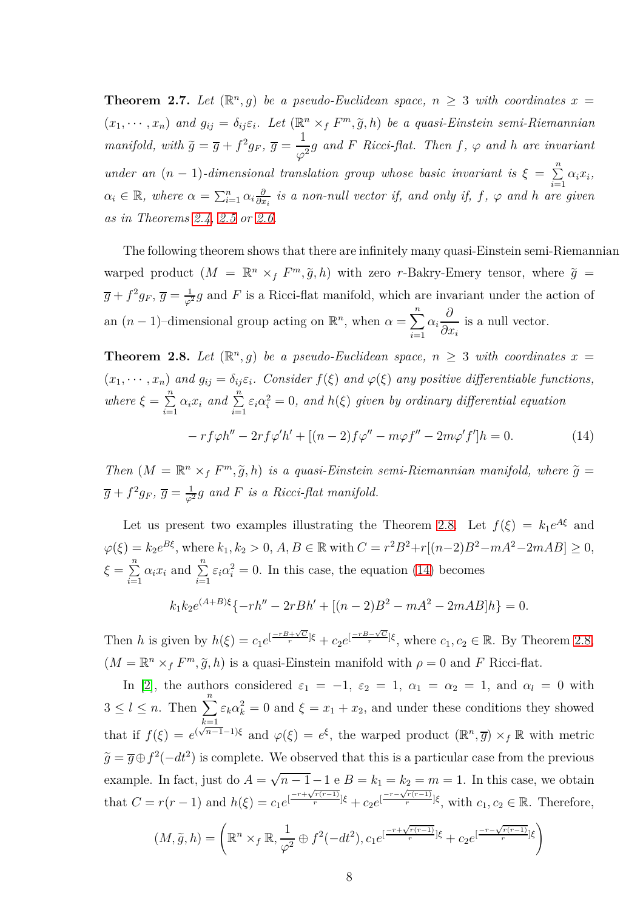**Theorem 2.7.** *Let $(\mathbb{R}^n, g)$ be a pseudo-Euclidean space, $n \geq 3$ with coordinates $x = (x_1, \cdots, x_n)$ and $g_{ij} = \delta_{ij}\varepsilon_i$. Let $(\mathbb{R}^n \times_f F^m, \widetilde{g}, h)$ be a quasi-Einstein semi-Riemannian manifold, with $\widetilde{g} = \overline{g} + f^2 g_F$, $\overline{g} = \dfrac{1}{\varphi^2} g$ and $F$ Ricci-flat. Then $f$, $\varphi$ and $h$ are invariant under an $(n-1)$-dimensional translation group whose basic invariant is $\xi = \sum_{i=1}^{n} \alpha_i x_i$, $\alpha_i \in \mathbb{R}$, where $\alpha = \sum_{i=1}^{n} \alpha_i \frac{\partial}{\partial x_i}$ is a non-null vector if, and only if, $f$, $\varphi$ and $h$ are given as in Theorems 2.4, 2.5 or 2.6.*

The following theorem shows that there are infinitely many quasi-Einstein semi-Riemannian warped product $(M = \mathbb{R}^n \times_f F^m, \widetilde{g}, h)$ with zero $r$-Bakry-Emery tensor, where $\widetilde{g} = \overline{g} + f^2 g_F$, $\overline{g} = \frac{1}{\varphi^2} g$ and $F$ is a Ricci-flat manifold, which are invariant under the action of an $(n-1)$–dimensional group acting on $\mathbb{R}^n$, when $\alpha = \sum_{i=1}^{n} \alpha_i \dfrac{\partial}{\partial x_i}$ is a null vector.

**Theorem 2.8.** *Let $(\mathbb{R}^n, g)$ be a pseudo-Euclidean space, $n \geq 3$ with coordinates $x = (x_1, \cdots, x_n)$ and $g_{ij} = \delta_{ij}\varepsilon_i$. Consider $f(\xi)$ and $\varphi(\xi)$ any positive differentiable functions, where $\xi = \sum_{i=1}^{n} \alpha_i x_i$ and $\sum_{i=1}^{n} \varepsilon_i \alpha_i^2 = 0$, and $h(\xi)$ given by ordinary differential equation*

$$-rf\varphi h'' - 2rf\varphi' h' + [(n-2)f\varphi'' - m\varphi f'' - 2m\varphi' f']h = 0. \tag{14}$$

*Then $(M = \mathbb{R}^n \times_f F^m, \widetilde{g}, h)$ is a quasi-Einstein semi-Riemannian manifold, where $\widetilde{g} = \overline{g} + f^2 g_F$, $\overline{g} = \frac{1}{\varphi^2} g$ and $F$ is a Ricci-flat manifold.*

Let us present two examples illustrating the Theorem 2.8. Let $f(\xi) = k_1 e^{A\xi}$ and $\varphi(\xi) = k_2 e^{B\xi}$, where $k_1, k_2 > 0$, $A, B \in \mathbb{R}$ with $C = r^2B^2 + r[(n-2)B^2 - mA^2 - 2mAB] \geq 0$, $\xi = \sum_{i=1}^{n} \alpha_i x_i$ and $\sum_{i=1}^{n} \varepsilon_i \alpha_i^2 = 0$. In this case, the equation (14) becomes

$$k_1 k_2 e^{(A+B)\xi}\{-rh'' - 2rBh' + [(n-2)B^2 - mA^2 - 2mAB]h\} = 0.$$

Then $h$ is given by $h(\xi) = c_1 e^{[\frac{-rB+\sqrt{C}}{r}]\xi} + c_2 e^{[\frac{-rB-\sqrt{C}}{r}]\xi}$, where $c_1, c_2 \in \mathbb{R}$. By Theorem 2.8, $(M = \mathbb{R}^n \times_f F^m, \widetilde{g}, h)$ is a quasi-Einstein manifold with $\rho = 0$ and $F$ Ricci-flat.

In [2], the authors considered $\varepsilon_1 = -1$, $\varepsilon_2 = 1$, $\alpha_1 = \alpha_2 = 1$, and $\alpha_l = 0$ with $3 \leq l \leq n$. Then $\sum_{k=1}^{n} \varepsilon_k \alpha_k^2 = 0$ and $\xi = x_1 + x_2$, and under these conditions they showed that if $f(\xi) = e^{(\sqrt{n-1}-1)\xi}$ and $\varphi(\xi) = e^{\xi}$, the warped product $(\mathbb{R}^n, \overline{g}) \times_f \mathbb{R}$ with metric $\widetilde{g} = \overline{g} \oplus f^2(-dt^2)$ is complete. We observed that this is a particular case from the previous example. In fact, just do $A = \sqrt{n-1} - 1$ e $B = k_1 = k_2 = m = 1$. In this case, we obtain that $C = r(r-1)$ and $h(\xi) = c_1 e^{[\frac{-r+\sqrt{r(r-1)}}{r}]\xi} + c_2 e^{[\frac{-r-\sqrt{r(r-1)}}{r}]\xi}$, with $c_1, c_2 \in \mathbb{R}$. Therefore,

$$(M, \widetilde{g}, h) = \left(\mathbb{R}^n \times_f \mathbb{R}, \frac{1}{\varphi^2} \oplus f^2(-dt^2), c_1 e^{[\frac{-r+\sqrt{r(r-1)}}{r}]\xi} + c_2 e^{[\frac{-r-\sqrt{r(r-1)}}{r}]\xi}\right)$$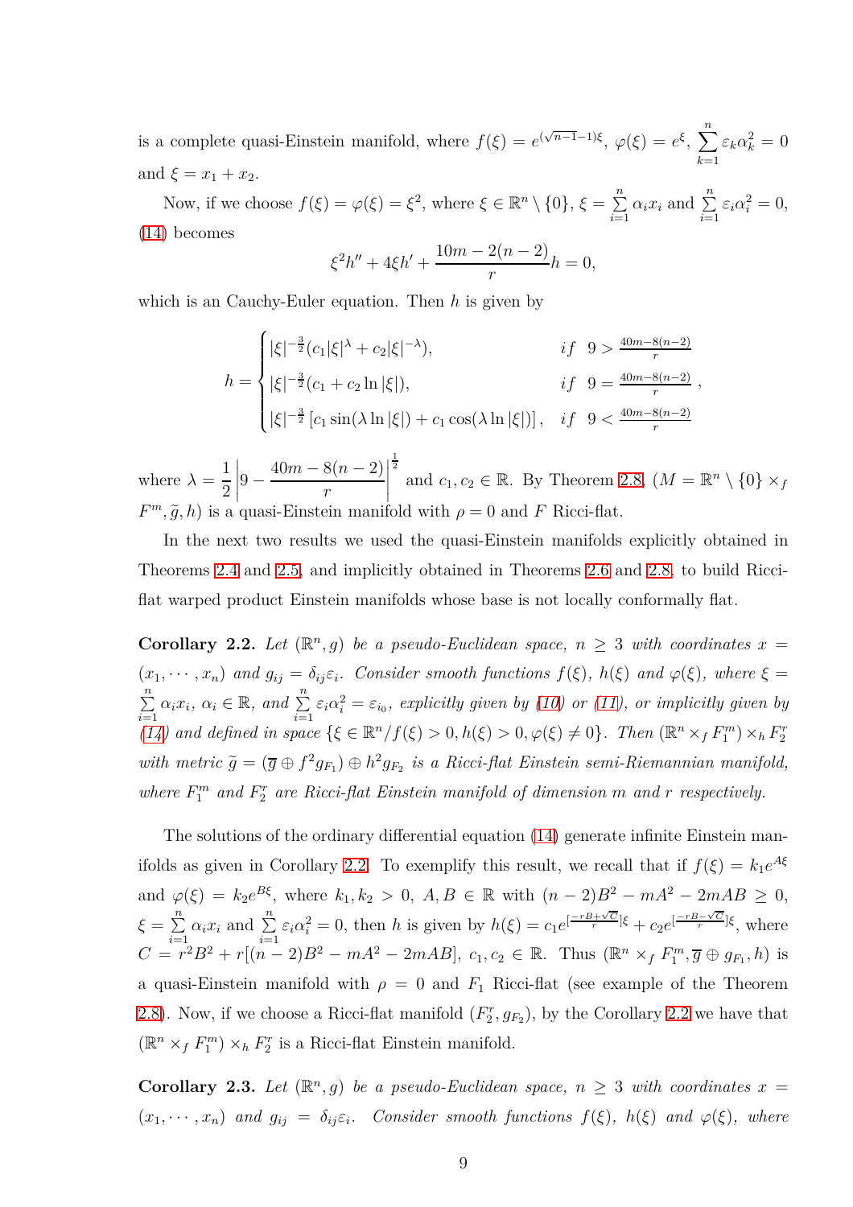is a complete quasi-Einstein manifold, where $f(\xi) = e^{(\sqrt{n-1}-1)\xi}$, $\varphi(\xi) = e^{\xi}$, $\sum_{k=1}^{n} \varepsilon_k \alpha_k^2 = 0$ and $\xi = x_1 + x_2$.

Now, if we choose $f(\xi) = \varphi(\xi) = \xi^2$, where $\xi \in \mathbb{R}^n \setminus \{0\}$, $\xi = \sum_{i=1}^{n} \alpha_i x_i$ and $\sum_{i=1}^{n} \varepsilon_i \alpha_i^2 = 0$, (14) becomes

$$\xi^2 h'' + 4\xi h' + \frac{10m - 2(n-2)}{r} h = 0,$$

which is an Cauchy-Euler equation. Then $h$ is given by

$$h = \begin{cases} |\xi|^{-\frac{3}{2}}(c_1|\xi|^{\lambda} + c_2|\xi|^{-\lambda}), & if \;\; 9 > \frac{40m-8(n-2)}{r} \\ |\xi|^{-\frac{3}{2}}(c_1 + c_2 \ln |\xi|), & if \;\; 9 = \frac{40m-8(n-2)}{r} \\ |\xi|^{-\frac{3}{2}} \left[c_1 \sin(\lambda \ln |\xi|) + c_1 \cos(\lambda \ln |\xi|)\right], & if \;\; 9 < \frac{40m-8(n-2)}{r} \end{cases},$$

where $\lambda = \frac{1}{2}\left|9 - \frac{40m - 8(n-2)}{r}\right|^{\frac{1}{2}}$ and $c_1, c_2 \in \mathbb{R}$. By Theorem 2.8, $(M = \mathbb{R}^n \setminus \{0\} \times_f F^m, \widetilde{g}, h)$ is a quasi-Einstein manifold with $\rho = 0$ and $F$ Ricci-flat.

In the next two results we used the quasi-Einstein manifolds explicitly obtained in Theorems 2.4 and 2.5, and implicitly obtained in Theorems 2.6 and 2.8, to build Ricci-flat warped product Einstein manifolds whose base is not locally conformally flat.

**Corollary 2.2.** *Let $(\mathbb{R}^n, g)$ be a pseudo-Euclidean space, $n \geq 3$ with coordinates $x = (x_1, \cdots, x_n)$ and $g_{ij} = \delta_{ij}\varepsilon_i$. Consider smooth functions $f(\xi)$, $h(\xi)$ and $\varphi(\xi)$, where $\xi = \sum_{i=1}^{n} \alpha_i x_i$, $\alpha_i \in \mathbb{R}$, and $\sum_{i=1}^{n} \varepsilon_i \alpha_i^2 = \varepsilon_{i_0}$, explicitly given by (10) or (11), or implicitly given by (14) and defined in space $\{\xi \in \mathbb{R}^n / f(\xi) > 0, h(\xi) > 0, \varphi(\xi) \neq 0\}$. Then $(\mathbb{R}^n \times_f F_1^m) \times_h F_2^r$ with metric $\widetilde{g} = (\overline{g} \oplus f^2 g_{F_1}) \oplus h^2 g_{F_2}$ is a Ricci-flat Einstein semi-Riemannian manifold, where $F_1^m$ and $F_2^r$ are Ricci-flat Einstein manifold of dimension $m$ and $r$ respectively.*

The solutions of the ordinary differential equation (14) generate infinite Einstein manifolds as given in Corollary 2.2. To exemplify this result, we recall that if $f(\xi) = k_1 e^{A\xi}$ and $\varphi(\xi) = k_2 e^{B\xi}$, where $k_1, k_2 > 0$, $A, B \in \mathbb{R}$ with $(n-2)B^2 - mA^2 - 2mAB \geq 0$, $\xi = \sum_{i=1}^{n} \alpha_i x_i$ and $\sum_{i=1}^{n} \varepsilon_i \alpha_i^2 = 0$, then $h$ is given by $h(\xi) = c_1 e^{[\frac{-rB+\sqrt{C}}{r}]\xi} + c_2 e^{[\frac{-rB-\sqrt{C}}{r}]\xi}$, where $C = r^2B^2 + r[(n-2)B^2 - mA^2 - 2mAB]$, $c_1, c_2 \in \mathbb{R}$. Thus $(\mathbb{R}^n \times_f F_1^m, \overline{g} \oplus g_{F_1}, h)$ is a quasi-Einstein manifold with $\rho = 0$ and $F_1$ Ricci-flat (see example of the Theorem 2.8). Now, if we choose a Ricci-flat manifold $(F_2^r, g_{F_2})$, by the Corollary 2.2 we have that $(\mathbb{R}^n \times_f F_1^m) \times_h F_2^r$ is a Ricci-flat Einstein manifold.

**Corollary 2.3.** *Let $(\mathbb{R}^n, g)$ be a pseudo-Euclidean space, $n \geq 3$ with coordinates $x = (x_1, \cdots, x_n)$ and $g_{ij} = \delta_{ij}\varepsilon_i$. Consider smooth functions $f(\xi)$, $h(\xi)$ and $\varphi(\xi)$, where*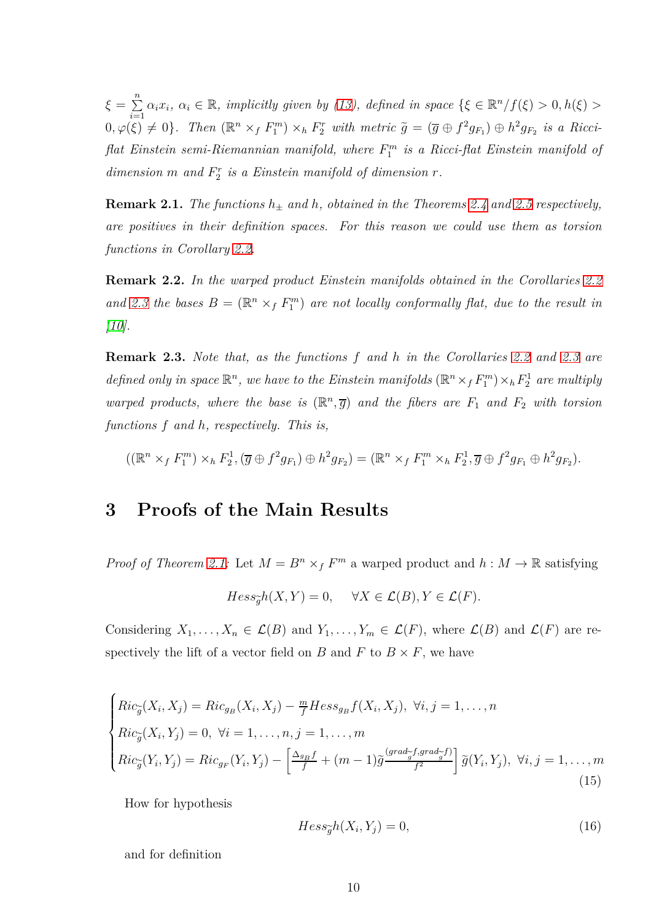*$\xi = \sum_{i=1}^{n} \alpha_i x_i$, $\alpha_i \in \mathbb{R}$, implicitly given by (13), defined in space $\{\xi \in \mathbb{R}^n / f(\xi) > 0, h(\xi) > 0, \varphi(\xi) \neq 0\}$. Then $(\mathbb{R}^n \times_f F_1^m) \times_h F_2^r$ with metric $\widetilde{g} = (\overline{g} \oplus f^2 g_{F_1}) \oplus h^2 g_{F_2}$ is a Ricci-flat Einstein semi-Riemannian manifold, where $F_1^m$ is a Ricci-flat Einstein manifold of dimension $m$ and $F_2^r$ is a Einstein manifold of dimension $r$.*

**Remark 2.1.** *The functions $h_\pm$ and $h$, obtained in the Theorems 2.4 and 2.5 respectively, are positives in their definition spaces. For this reason we could use them as torsion functions in Corollary 2.2.*

**Remark 2.2.** *In the warped product Einstein manifolds obtained in the Corollaries 2.2 and 2.3 the bases $B = (\mathbb{R}^n \times_f F_1^m)$ are not locally conformally flat, due to the result in [10].*

**Remark 2.3.** *Note that, as the functions $f$ and $h$ in the Corollaries 2.2 and 2.3 are defined only in space $\mathbb{R}^n$, we have to the Einstein manifolds $(\mathbb{R}^n \times_f F_1^m) \times_h F_2^1$ are multiply warped products, where the base is $(\mathbb{R}^n, \overline{g})$ and the fibers are $F_1$ and $F_2$ with torsion functions $f$ and $h$, respectively. This is,*

$$((\mathbb{R}^n \times_f F_1^m) \times_h F_2^1, (\overline{g} \oplus f^2 g_{F_1}) \oplus h^2 g_{F_2}) = (\mathbb{R}^n \times_f F_1^m \times_h F_2^1, \overline{g} \oplus f^2 g_{F_1} \oplus h^2 g_{F_2}).$$

# 3 Proofs of the Main Results

*Proof of Theorem 2.1:* Let $M = B^n \times_f F^m$ a warped product and $h : M \to \mathbb{R}$ satisfying

$$Hess_{\widetilde{g}} h(X, Y) = 0, \quad \forall X \in \mathcal{L}(B), Y \in \mathcal{L}(F).$$

Considering $X_1, \ldots, X_n \in \mathcal{L}(B)$ and $Y_1, \ldots, Y_m \in \mathcal{L}(F)$, where $\mathcal{L}(B)$ and $\mathcal{L}(F)$ are respectively the lift of a vector field on $B$ and $F$ to $B \times F$, we have

$$\begin{cases} Ric_{\widetilde{g}}(X_i, X_j) = Ric_{g_B}(X_i, X_j) - \frac{m}{f} Hess_{g_B} f(X_i, X_j), \ \forall i, j = 1, \ldots, n \\ Ric_{\widetilde{g}}(X_i, Y_j) = 0, \ \forall i = 1, \ldots, n, j = 1, \ldots, m \\ Ric_{\widetilde{g}}(Y_i, Y_j) = Ric_{g_F}(Y_i, Y_j) - \left[ \frac{\Delta_{g_B} f}{f} + (m-1) \widetilde{g} \frac{(grad_{\widetilde{g}} f, grad_{\widetilde{g}} f)}{f^2} \right] \widetilde{g}(Y_i, Y_j), \ \forall i, j = 1, \ldots, m \end{cases} \tag{15}$$

How for hypothesis

$$Hess_{\widetilde{g}} h(X_i, Y_j) = 0, \tag{16}$$

and for definition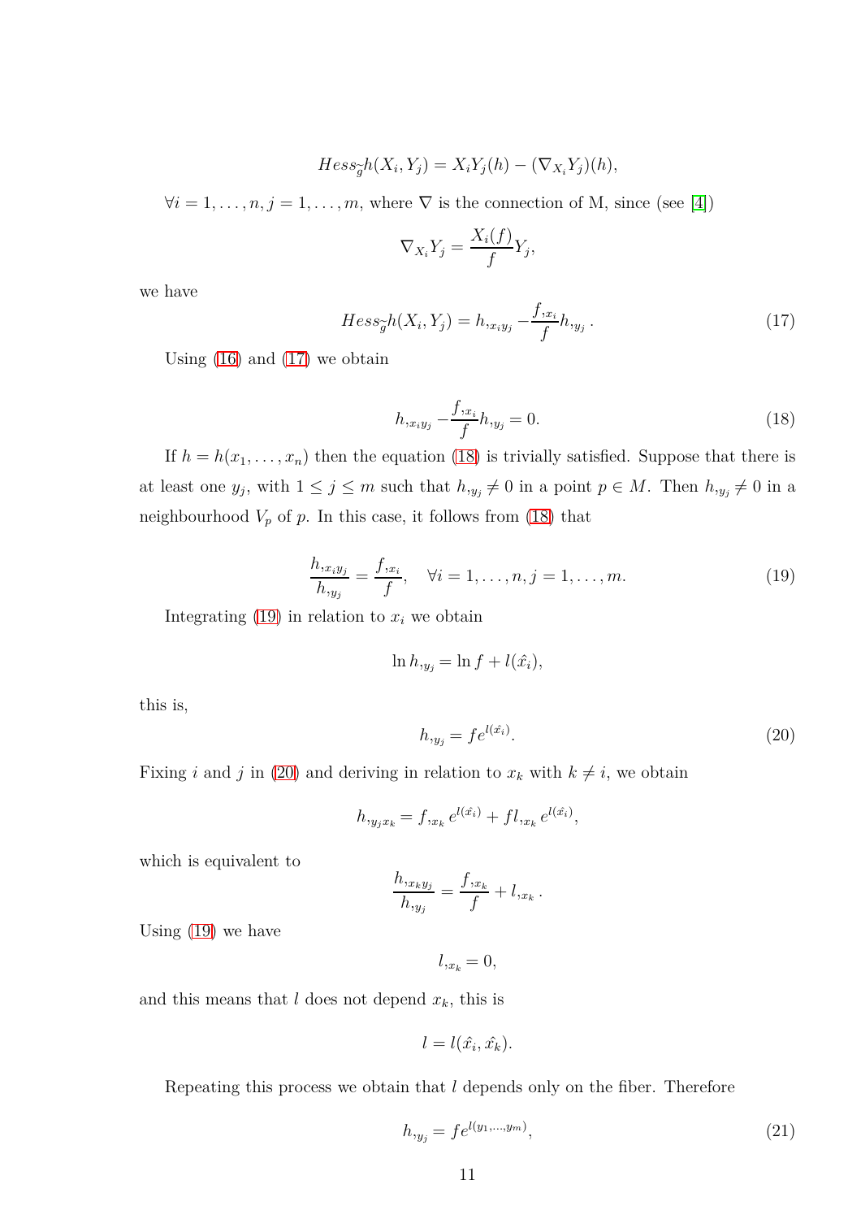$$Hess_{\tilde{g}} h(X_i, Y_j) = X_i Y_j(h) - (\nabla_{X_i} Y_j)(h),$$

$\forall i = 1, \ldots, n, j = 1, \ldots, m$, where $\nabla$ is the connection of M, since (see [4])

$$\nabla_{X_i} Y_j = \frac{X_i(f)}{f} Y_j,$$

we have

$$Hess_{\tilde{g}} h(X_i, Y_j) = h_{,x_i y_j} - \frac{f_{,x_i}}{f} h_{,y_j}. \tag{17}$$

Using (16) and (17) we obtain

$$h_{,x_i y_j} - \frac{f_{,x_i}}{f} h_{,y_j} = 0. \tag{18}$$

If $h = h(x_1, \ldots, x_n)$ then the equation (18) is trivially satisfied. Suppose that there is at least one $y_j$, with $1 \leq j \leq m$ such that $h_{,y_j} \neq 0$ in a point $p \in M$. Then $h_{,y_j} \neq 0$ in a neighbourhood $V_p$ of $p$. In this case, it follows from (18) that

$$\frac{h_{,x_i y_j}}{h_{,y_j}} = \frac{f_{,x_i}}{f}, \quad \forall i = 1, \ldots, n, j = 1, \ldots, m. \tag{19}$$

Integrating (19) in relation to $x_i$ we obtain

$$\ln h_{,y_j} = \ln f + l(\hat{x_i}),$$

this is,

$$h_{,y_j} = f e^{l(\hat{x_i})}. \tag{20}$$

Fixing $i$ and $j$ in (20) and deriving in relation to $x_k$ with $k \neq i$, we obtain

$$h_{,y_j x_k} = f_{,x_k} e^{l(\hat{x_i})} + f l_{,x_k} e^{l(\hat{x_i})},$$

which is equivalent to

$$\frac{h_{,x_k y_j}}{h_{,y_j}} = \frac{f_{,x_k}}{f} + l_{,x_k}.$$

Using (19) we have

$$l_{,x_k} = 0,$$

and this means that $l$ does not depend $x_k$, this is

$$l = l(\hat{x_i}, \hat{x_k}).$$

Repeating this process we obtain that $l$ depends only on the fiber. Therefore

$$h_{,y_j} = f e^{l(y_1, \ldots, y_m)}, \tag{21}$$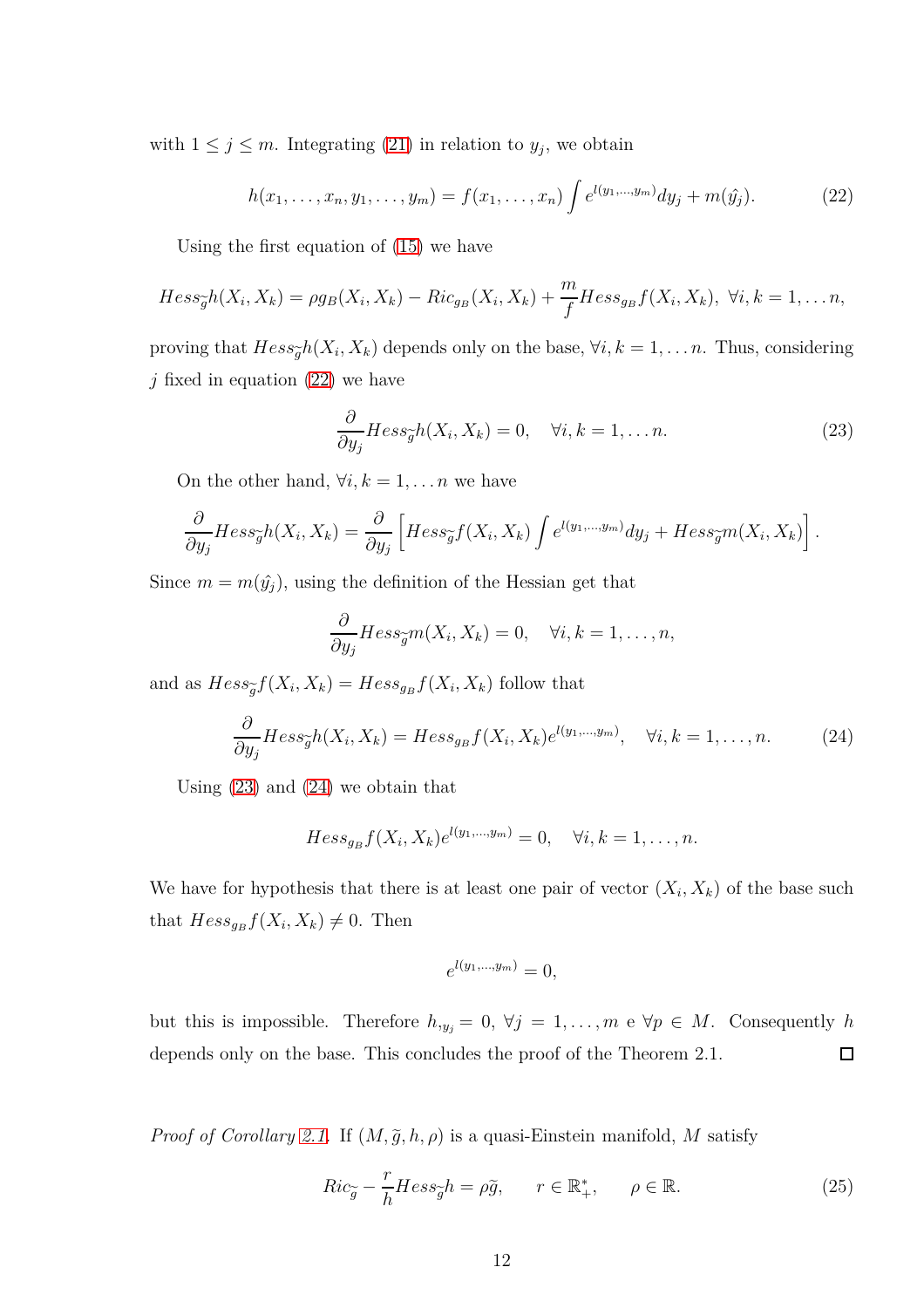with $1 \leq j \leq m$. Integrating (21) in relation to $y_j$, we obtain

$$h(x_1, \ldots, x_n, y_1, \ldots, y_m) = f(x_1, \ldots, x_n) \int e^{l(y_1, \ldots, y_m)} dy_j + m(\hat{y}_j). \tag{22}$$

Using the first equation of (15) we have

$$Hess_{\widetilde{g}} h(X_i, X_k) = \rho g_B(X_i, X_k) - Ric_{g_B}(X_i, X_k) + \frac{m}{f} Hess_{g_B} f(X_i, X_k), \ \forall i, k = 1, \ldots n,$$

proving that $Hess_{\widetilde{g}} h(X_i, X_k)$ depends only on the base, $\forall i, k = 1, \ldots n$. Thus, considering $j$ fixed in equation (22) we have

$$\frac{\partial}{\partial y_j} Hess_{\widetilde{g}} h(X_i, X_k) = 0, \quad \forall i, k = 1, \ldots n. \tag{23}$$

On the other hand, $\forall i, k = 1, \ldots n$ we have

$$\frac{\partial}{\partial y_j} Hess_{\widetilde{g}} h(X_i, X_k) = \frac{\partial}{\partial y_j} \left[ Hess_{\widetilde{g}} f(X_i, X_k) \int e^{l(y_1, \ldots, y_m)} dy_j + Hess_{\widetilde{g}} m(X_i, X_k) \right].$$

Since $m = m(\hat{y}_j)$, using the definition of the Hessian get that

$$\frac{\partial}{\partial y_j} Hess_{\widetilde{g}} m(X_i, X_k) = 0, \quad \forall i, k = 1, \ldots, n,$$

and as $Hess_{\widetilde{g}} f(X_i, X_k) = Hess_{g_B} f(X_i, X_k)$ follow that

$$\frac{\partial}{\partial y_j} Hess_{\widetilde{g}} h(X_i, X_k) = Hess_{g_B} f(X_i, X_k) e^{l(y_1, \ldots, y_m)}, \quad \forall i, k = 1, \ldots, n. \tag{24}$$

Using (23) and (24) we obtain that

$$Hess_{g_B} f(X_i, X_k) e^{l(y_1, \ldots, y_m)} = 0, \quad \forall i, k = 1, \ldots, n.$$

We have for hypothesis that there is at least one pair of vector $(X_i, X_k)$ of the base such that $Hess_{g_B} f(X_i, X_k) \neq 0$. Then

$$e^{l(y_1, \ldots, y_m)} = 0,$$

but this is impossible. Therefore $h_{,y_j} = 0$, $\forall j = 1, \ldots, m$ e $\forall p \in M$. Consequently $h$ depends only on the base. This concludes the proof of the Theorem 2.1. $\square$

*Proof of Corollary 2.1.* If $(M, \widetilde{g}, h, \rho)$ is a quasi-Einstein manifold, $M$ satisfy

$$Ric_{\widetilde{g}} - \frac{r}{h} Hess_{\widetilde{g}} h = \rho \widetilde{g}, \qquad r \in \mathbb{R}_+^*, \qquad \rho \in \mathbb{R}. \tag{25}$$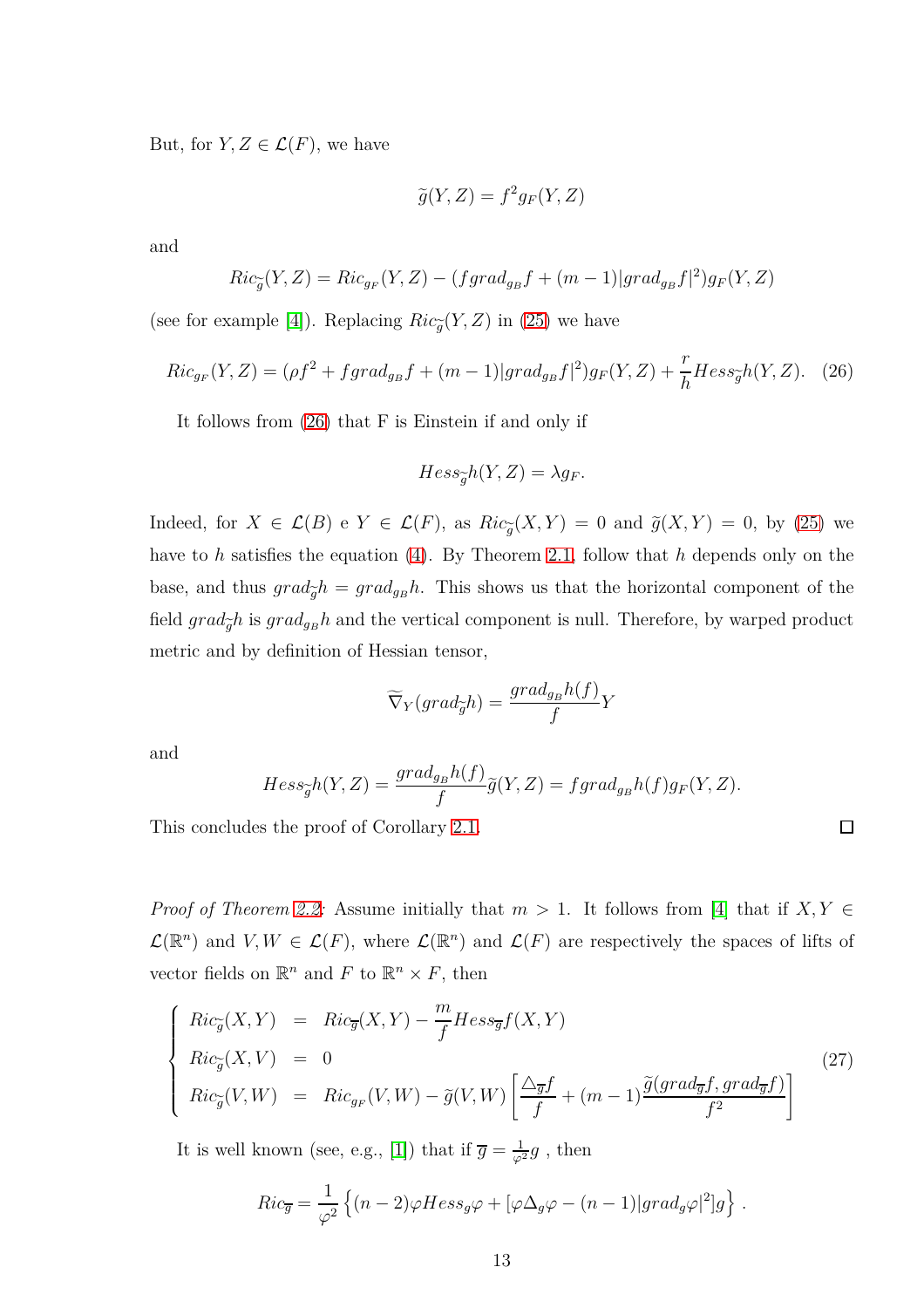But, for $Y, Z \in \mathcal{L}(F)$, we have

$$\widetilde{g}(Y,Z) = f^2 g_F(Y,Z)$$

and

$$Ric_{\widetilde{g}}(Y,Z) = Ric_{g_F}(Y,Z) - (f grad_{g_B} f + (m-1)|grad_{g_B} f|^2) g_F(Y,Z)$$

(see for example [4]). Replacing $Ric_{\widetilde{g}}(Y,Z)$ in (25) we have

$$Ric_{g_F}(Y,Z) = (\rho f^2 + f grad_{g_B} f + (m-1)|grad_{g_B} f|^2) g_F(Y,Z) + \frac{r}{h} Hess_{\widetilde{g}} h(Y,Z). \quad (26)$$

It follows from (26) that F is Einstein if and only if

$$Hess_{\widetilde{g}} h(Y,Z) = \lambda g_F.$$

Indeed, for $X \in \mathcal{L}(B)$ e $Y \in \mathcal{L}(F)$, as $Ric_{\widetilde{g}}(X,Y) = 0$ and $\widetilde{g}(X,Y) = 0$, by (25) we have to $h$ satisfies the equation (4). By Theorem 2.1, follow that $h$ depends only on the base, and thus $grad_{\widetilde{g}} h = grad_{g_B} h$. This shows us that the horizontal component of the field $grad_{\widetilde{g}} h$ is $grad_{g_B} h$ and the vertical component is null. Therefore, by warped product metric and by definition of Hessian tensor,

$$\widetilde{\nabla}_Y (grad_{\widetilde{g}} h) = \frac{grad_{g_B} h(f)}{f} Y$$

and

$$Hess_{\widetilde{g}} h(Y,Z) = \frac{grad_{g_B} h(f)}{f} \widetilde{g}(Y,Z) = f grad_{g_B} h(f) g_F(Y,Z).$$

This concludes the proof of Corollary 2.1. □

*Proof of Theorem 2.2*: Assume initially that $m > 1$. It follows from [4] that if $X, Y \in \mathcal{L}(\mathbb{R}^n)$ and $V, W \in \mathcal{L}(F)$, where $\mathcal{L}(\mathbb{R}^n)$ and $\mathcal{L}(F)$ are respectively the spaces of lifts of vector fields on $\mathbb{R}^n$ and $F$ to $\mathbb{R}^n \times F$, then

$$\left\{ \begin{array}{rcl} Ric_{\widetilde{g}}(X,Y) &=& Ric_{\overline{g}}(X,Y) - \dfrac{m}{f} Hess_{\overline{g}} f(X,Y) \\ Ric_{\widetilde{g}}(X,V) &=& 0 \\ Ric_{\widetilde{g}}(V,W) &=& Ric_{g_F}(V,W) - \widetilde{g}(V,W)\left[\dfrac{\triangle_{\overline{g}} f}{f} + (m-1)\dfrac{\widetilde{g}(grad_{\overline{g}} f, grad_{\overline{g}} f)}{f^2}\right] \end{array} \right. \quad (27)$$

It is well known (see, e.g., [1]) that if $\overline{g} = \frac{1}{\varphi^2} g$ , then

$$Ric_{\overline{g}} = \frac{1}{\varphi^2}\left\{(n-2)\varphi Hess_g \varphi + [\varphi \Delta_g \varphi - (n-1)|grad_g \varphi|^2] g\right\}.$$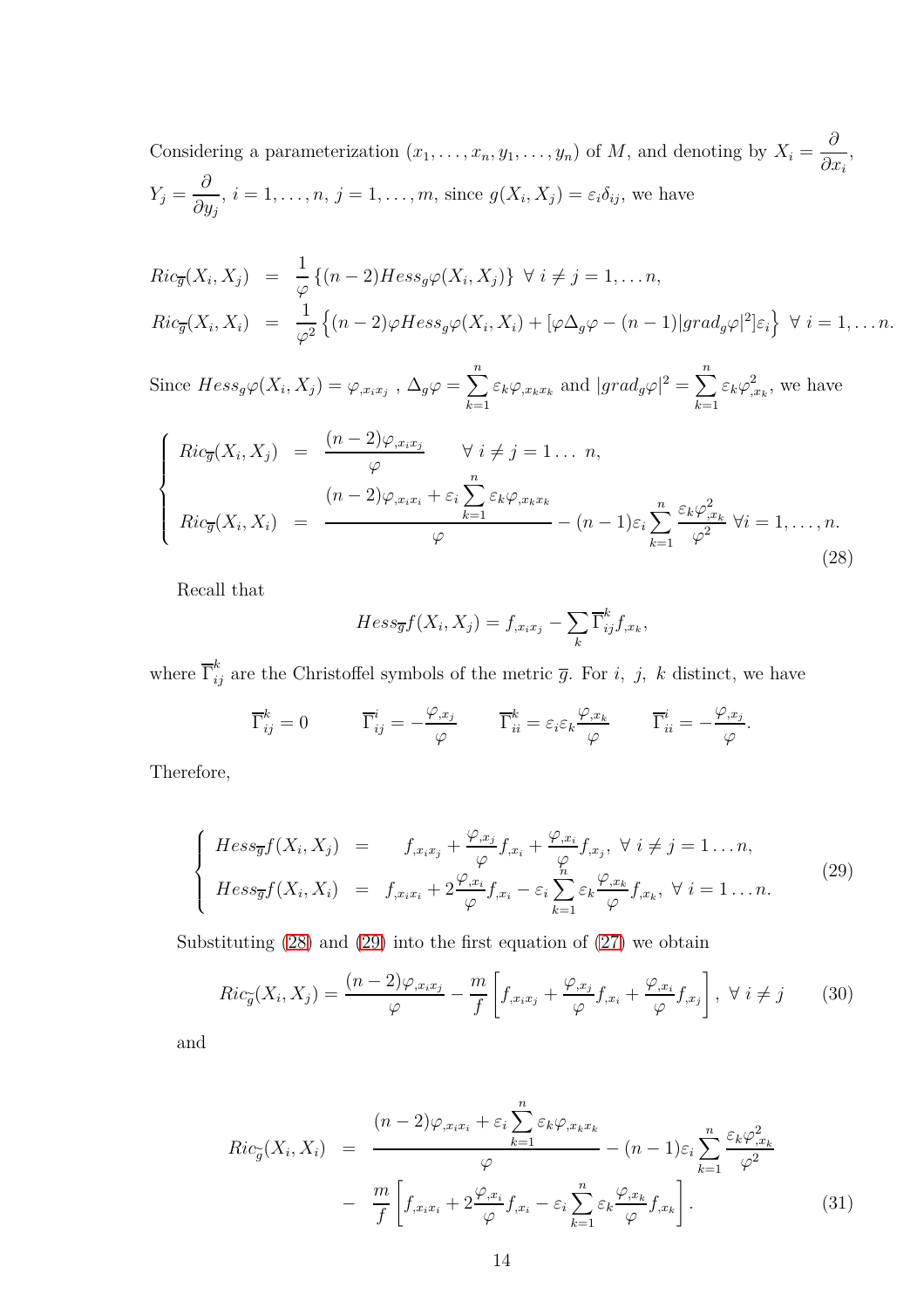Considering a parameterization $(x_1, \ldots, x_n, y_1, \ldots, y_n)$ of $M$, and denoting by $X_i = \dfrac{\partial}{\partial x_i}$, $Y_j = \dfrac{\partial}{\partial y_j}$, $i = 1, \ldots, n$, $j = 1, \ldots, m$, since $g(X_i, X_j) = \varepsilon_i \delta_{ij}$, we have

$$
\begin{aligned}
Ric_{\overline{g}}(X_i, X_j) &= \frac{1}{\varphi}\left\{(n-2)Hess_g\varphi(X_i, X_j)\right\} \ \forall\ i \neq j = 1, \ldots n, \\
Ric_{\overline{g}}(X_i, X_i) &= \frac{1}{\varphi^2}\left\{(n-2)\varphi Hess_g\varphi(X_i, X_i) + [\varphi\Delta_g\varphi - (n-1)|grad_g\varphi|^2]\varepsilon_i\right\} \ \forall\ i = 1, \ldots n.
\end{aligned}
$$

Since $Hess_g\varphi(X_i, X_j) = \varphi_{,x_ix_j}$ , $\Delta_g\varphi = \sum_{k=1}^{n} \varepsilon_k \varphi_{,x_kx_k}$ and $|grad_g\varphi|^2 = \sum_{k=1}^{n} \varepsilon_k \varphi_{,x_k}^2$, we have

$$
\left\{
\begin{aligned}
Ric_{\overline{g}}(X_i, X_j) &= \frac{(n-2)\varphi_{,x_ix_j}}{\varphi} \qquad \forall\ i \neq j = 1 \ldots\ n, \\
Ric_{\overline{g}}(X_i, X_i) &= \frac{(n-2)\varphi_{,x_ix_i} + \varepsilon_i \sum_{k=1}^{n} \varepsilon_k \varphi_{,x_kx_k}}{\varphi} - (n-1)\varepsilon_i \sum_{k=1}^{n} \frac{\varepsilon_k \varphi_{,x_k}^2}{\varphi^2} \ \forall i = 1, \ldots, n.
\end{aligned}
\right.
\tag{28}
$$

Recall that

$$
Hess_{\overline{g}} f(X_i, X_j) = f_{,x_ix_j} - \sum_k \overline{\Gamma}_{ij}^k f_{,x_k},
$$

where $\overline{\Gamma}_{ij}^k$ are the Christoffel symbols of the metric $\overline{g}$. For $i,\ j,\ k$ distinct, we have

$$
\overline{\Gamma}_{ij}^k = 0 \qquad \overline{\Gamma}_{ij}^i = -\frac{\varphi_{,x_j}}{\varphi} \qquad \overline{\Gamma}_{ii}^k = \varepsilon_i \varepsilon_k \frac{\varphi_{,x_k}}{\varphi} \qquad \overline{\Gamma}_{ii}^i = -\frac{\varphi_{,x_j}}{\varphi}.
$$

Therefore,

$$
\left\{
\begin{aligned}
Hess_{\overline{g}} f(X_i, X_j) &= \quad f_{,x_ix_j} + \frac{\varphi_{,x_j}}{\varphi} f_{,x_i} + \frac{\varphi_{,x_i}}{\varphi} f_{,x_j},\ \forall\ i \neq j = 1 \ldots n, \\
Hess_{\overline{g}} f(X_i, X_i) &= \quad f_{,x_ix_i} + 2\frac{\varphi_{,x_i}}{\varphi} f_{,x_i} - \varepsilon_i \sum_{k=1}^{n} \varepsilon_k \frac{\varphi_{,x_k}}{\varphi} f_{,x_k},\ \forall\ i = 1 \ldots n.
\end{aligned}
\right.
\tag{29}
$$

Substituting (28) and (29) into the first equation of (27) we obtain

$$
Ric_{\widetilde{g}}(X_i, X_j) = \frac{(n-2)\varphi_{,x_ix_j}}{\varphi} - \frac{m}{f}\left[f_{,x_ix_j} + \frac{\varphi_{,x_j}}{\varphi} f_{,x_i} + \frac{\varphi_{,x_i}}{\varphi} f_{,x_j}\right],\ \forall\ i \neq j \tag{30}
$$

and

$$
\begin{aligned}
Ric_{\widetilde{g}}(X_i, X_i) &= \frac{(n-2)\varphi_{,x_ix_i} + \varepsilon_i \sum_{k=1}^{n} \varepsilon_k \varphi_{,x_kx_k}}{\varphi} - (n-1)\varepsilon_i \sum_{k=1}^{n} \frac{\varepsilon_k \varphi_{,x_k}^2}{\varphi^2} \\
&- \frac{m}{f}\left[f_{,x_ix_i} + 2\frac{\varphi_{,x_i}}{\varphi} f_{,x_i} - \varepsilon_i \sum_{k=1}^{n} \varepsilon_k \frac{\varphi_{,x_k}}{\varphi} f_{,x_k}\right].
\end{aligned}
\tag{31}
$$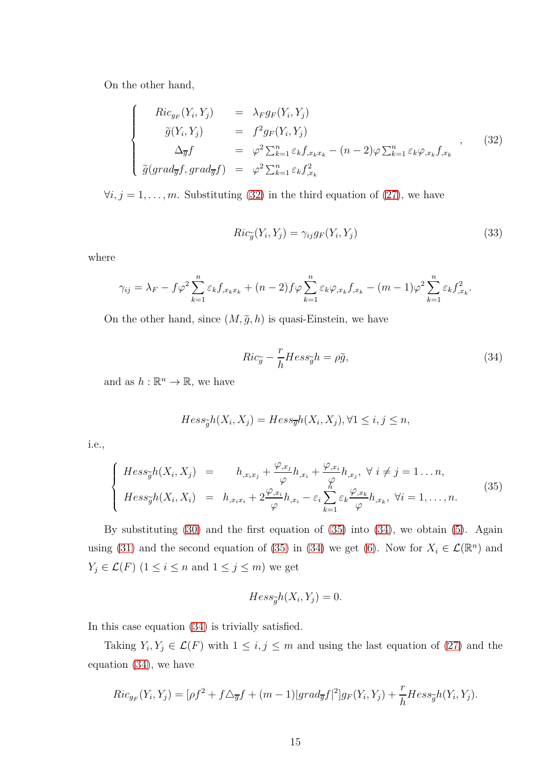On the other hand,

$$
\left\{
\begin{array}{rcl}
Ric_{g_F}(Y_i, Y_j) & = & \lambda_F g_F(Y_i, Y_j) \\
\widetilde{g}(Y_i, Y_j) & = & f^2 g_F(Y_i, Y_j) \\
\Delta_{\overline{g}} f & = & \varphi^2 \sum_{k=1}^n \varepsilon_k f_{,x_k x_k} - (n-2)\varphi \sum_{k=1}^n \varepsilon_k \varphi_{,x_k} f_{,x_k} \\
\widetilde{g}(grad_{\overline{g}} f, grad_{\overline{g}} f) & = & \varphi^2 \sum_{k=1}^n \varepsilon_k f_{,x_k}^2
\end{array}
\right. , \tag{32}
$$

$\forall i, j = 1, \ldots, m$. Substituting (32) in the third equation of (27), we have

$$
Ric_{\widetilde{g}}(Y_i, Y_j) = \gamma_{ij} g_F(Y_i, Y_j) \tag{33}
$$

where

$$
\gamma_{ij} = \lambda_F - f\varphi^2 \sum_{k=1}^n \varepsilon_k f_{,x_k x_k} + (n-2) f\varphi \sum_{k=1}^n \varepsilon_k \varphi_{,x_k} f_{,x_k} - (m-1)\varphi^2 \sum_{k=1}^n \varepsilon_k f_{,x_k}^2.
$$

On the other hand, since $(M, \widetilde{g}, h)$ is quasi-Einstein, we have

$$
Ric_{\widetilde{g}} - \frac{r}{h} Hess_{\widetilde{g}} h = \rho \widetilde{g}, \tag{34}
$$

and as $h : \mathbb{R}^n \to \mathbb{R}$, we have

$$
Hess_{\widetilde{g}} h(X_i, X_j) = Hess_{\overline{g}} h(X_i, X_j), \forall 1 \leq i, j \leq n,
$$

i.e.,

$$
\left\{
\begin{array}{rcl}
Hess_{\widetilde{g}} h(X_i, X_j) & = & h_{,x_i x_j} + \dfrac{\varphi_{,x_j}}{\varphi} h_{,x_i} + \dfrac{\varphi_{,x_i}}{\varphi} h_{,x_j}, \ \forall \ i \neq j = 1 \ldots n, \\
Hess_{\widetilde{g}} h(X_i, X_i) & = & h_{,x_i x_i} + 2\dfrac{\varphi_{,x_i}}{\varphi} h_{,x_i} - \varepsilon_i \displaystyle\sum_{k=1}^n \varepsilon_k \dfrac{\varphi_{,x_k}}{\varphi} h_{,x_k}, \ \forall i = 1, \ldots, n.
\end{array}
\right. \tag{35}
$$

By substituting (30) and the first equation of (35) into (34), we obtain (5). Again using (31) and the second equation of (35) in (34) we get (6). Now for $X_i \in \mathcal{L}(\mathbb{R}^n)$ and $Y_j \in \mathcal{L}(F)$ ($1 \leq i \leq n$ and $1 \leq j \leq m$) we get

$$
Hess_{\widetilde{g}} h(X_i, Y_j) = 0.
$$

In this case equation (34) is trivially satisfied.

Taking $Y_i, Y_j \in \mathcal{L}(F)$ with $1 \leq i, j \leq m$ and using the last equation of (27) and the equation (34), we have

$$
Ric_{g_F}(Y_i, Y_j) = [\rho f^2 + f \triangle_{\overline{g}} f + (m-1)|grad_{\overline{g}} f|^2] g_F(Y_i, Y_j) + \frac{r}{h} Hess_{\widetilde{g}} h(Y_i, Y_j).
$$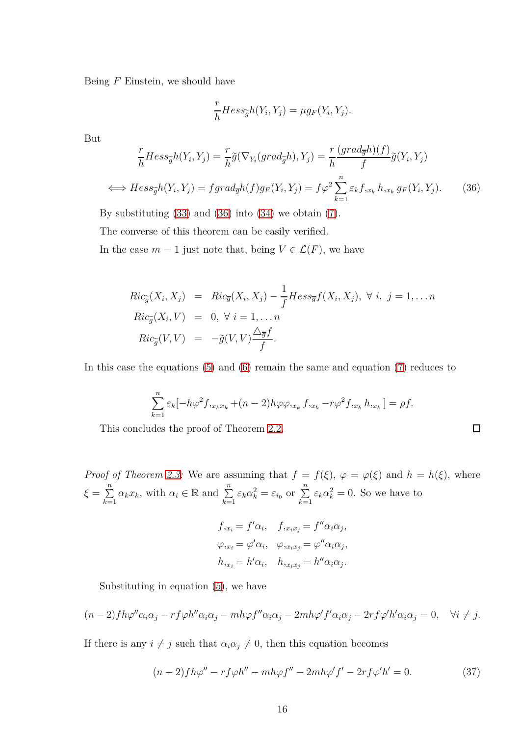Being $F$ Einstein, we should have

$$\frac{r}{h} Hess_{\widetilde{g}} h(Y_i, Y_j) = \mu g_F(Y_i, Y_j).$$

But

$$\frac{r}{h} Hess_{\widetilde{g}} h(Y_i, Y_j) = \frac{r}{h} \widetilde{g}(\nabla_{Y_i}(grad_{\widetilde{g}} h), Y_j) = \frac{r}{h} \frac{(grad_{\overline{g}} h)(f)}{f} \widetilde{g}(Y_i, Y_j)$$

$$\iff Hess_{\widetilde{g}} h(Y_i, Y_j) = f grad_{\overline{g}} h(f) g_F(Y_i, Y_j) = f\varphi^2 \sum_{k=1}^{n} \varepsilon_k f_{,x_k} h_{,x_k} g_F(Y_i, Y_j). \tag{36}$$

By substituting (33) and (36) into (34) we obtain (7).

The converse of this theorem can be easily verified.

In the case $m = 1$ just note that, being $V \in \mathcal{L}(F)$, we have

$$\begin{aligned}
Ric_{\widetilde{g}}(X_i, X_j) &= Ric_{\overline{g}}(X_i, X_j) - \frac{1}{f} Hess_{\overline{g}} f(X_i, X_j), \ \forall \ i, \ j = 1, \dots n \\
Ric_{\widetilde{g}}(X_i, V) &= 0, \ \forall \ i = 1, \dots n \\
Ric_{\widetilde{g}}(V, V) &= -\widetilde{g}(V, V) \frac{\triangle_{\overline{g}} f}{f}.
\end{aligned}$$

In this case the equations (5) and (6) remain the same and equation (7) reduces to

$$\sum_{k=1}^{n} \varepsilon_k [-h\varphi^2 f_{,x_k x_k} + (n-2)h\varphi\varphi_{,x_k} f_{,x_k} - r\varphi^2 f_{,x_k} h_{,x_k}] = \rho f.$$

This concludes the proof of Theorem 2.2. $\square$

*Proof of Theorem 2.3*: We are assuming that $f = f(\xi)$, $\varphi = \varphi(\xi)$ and $h = h(\xi)$, where $\xi = \sum_{k=1}^{n} \alpha_k x_k$, with $\alpha_i \in \mathbb{R}$ and $\sum_{k=1}^{n} \varepsilon_k \alpha_k^2 = \varepsilon_{i_0}$ or $\sum_{k=1}^{n} \varepsilon_k \alpha_k^2 = 0$. So we have to

$$\begin{gathered}
f_{,x_i} = f'\alpha_i, \quad f_{,x_i x_j} = f''\alpha_i\alpha_j, \\
\varphi_{,x_i} = \varphi'\alpha_i, \quad \varphi_{,x_i x_j} = \varphi''\alpha_i\alpha_j, \\
h_{,x_i} = h'\alpha_i, \quad h_{,x_i x_j} = h''\alpha_i\alpha_j.
\end{gathered}$$

Substituting in equation (5), we have

$$(n-2)fh\varphi''\alpha_i\alpha_j - rf\varphi h''\alpha_i\alpha_j - mh\varphi f''\alpha_i\alpha_j - 2mh\varphi' f'\alpha_i\alpha_j - 2rf\varphi' h'\alpha_i\alpha_j = 0, \quad \forall i \neq j.$$

If there is any $i \neq j$ such that $\alpha_i\alpha_j \neq 0$, then this equation becomes

$$(n-2)fh\varphi'' - rf\varphi h'' - mh\varphi f'' - 2mh\varphi' f' - 2rf\varphi' h' = 0. \tag{37}$$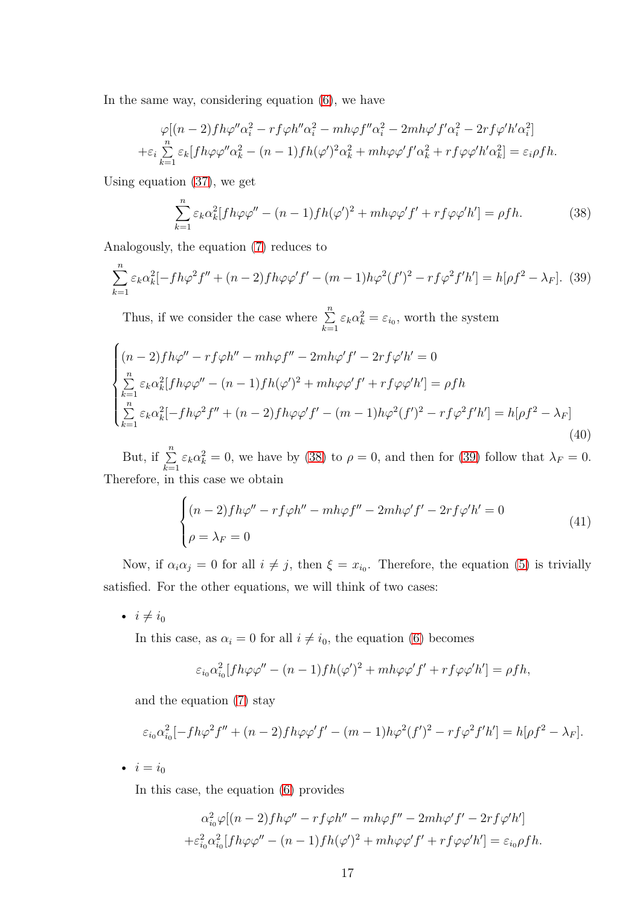In the same way, considering equation (6), we have

$$\begin{gathered}\varphi[(n-2)fh\varphi''\alpha_i^2 - rf\varphi h''\alpha_i^2 - mh\varphi f''\alpha_i^2 - 2mh\varphi' f'\alpha_i^2 - 2rf\varphi' h'\alpha_i^2] \\ +\varepsilon_i \sum_{k=1}^{n} \varepsilon_k [fh\varphi\varphi''\alpha_k^2 - (n-1)fh(\varphi')^2\alpha_k^2 + mh\varphi\varphi' f'\alpha_k^2 + rf\varphi\varphi' h'\alpha_k^2] = \varepsilon_i \rho fh.\end{gathered}$$

Using equation (37), we get

$$\sum_{k=1}^{n} \varepsilon_k \alpha_k^2 [fh\varphi\varphi'' - (n-1)fh(\varphi')^2 + mh\varphi\varphi' f' + rf\varphi\varphi' h'] = \rho fh. \tag{38}$$

Analogously, the equation (7) reduces to

$$\sum_{k=1}^{n} \varepsilon_k \alpha_k^2 [-fh\varphi^2 f'' + (n-2)fh\varphi\varphi' f' - (m-1)h\varphi^2 (f')^2 - rf\varphi^2 f' h'] = h[\rho f^2 - \lambda_F]. \tag{39}$$

Thus, if we consider the case where $\sum_{k=1}^{n} \varepsilon_k \alpha_k^2 = \varepsilon_{i_0}$, worth the system

$$\begin{cases} (n-2)fh\varphi'' - rf\varphi h'' - mh\varphi f'' - 2mh\varphi' f' - 2rf\varphi' h' = 0 \\ \sum_{k=1}^{n} \varepsilon_k \alpha_k^2 [fh\varphi\varphi'' - (n-1)fh(\varphi')^2 + mh\varphi\varphi' f' + rf\varphi\varphi' h'] = \rho fh \\ \sum_{k=1}^{n} \varepsilon_k \alpha_k^2 [-fh\varphi^2 f'' + (n-2)fh\varphi\varphi' f' - (m-1)h\varphi^2 (f')^2 - rf\varphi^2 f' h'] = h[\rho f^2 - \lambda_F] \end{cases} \tag{40}$$

But, if $\sum_{k=1}^{n} \varepsilon_k \alpha_k^2 = 0$, we have by (38) to $\rho = 0$, and then for (39) follow that $\lambda_F = 0$. Therefore, in this case we obtain

$$\begin{cases} (n-2)fh\varphi'' - rf\varphi h'' - mh\varphi f'' - 2mh\varphi' f' - 2rf\varphi' h' = 0 \\ \rho = \lambda_F = 0 \end{cases} \tag{41}$$

Now, if $\alpha_i \alpha_j = 0$ for all $i \neq j$, then $\xi = x_{i_0}$. Therefore, the equation (5) is trivially satisfied. For the other equations, we will think of two cases:

- $i \neq i_0$

  In this case, as $\alpha_i = 0$ for all $i \neq i_0$, the equation (6) becomes

  $$\varepsilon_{i_0} \alpha_{i_0}^2 [fh\varphi\varphi'' - (n-1)fh(\varphi')^2 + mh\varphi\varphi' f' + rf\varphi\varphi' h'] = \rho fh,$$

  and the equation (7) stay

  $$\varepsilon_{i_0} \alpha_{i_0}^2 [-fh\varphi^2 f'' + (n-2)fh\varphi\varphi' f' - (m-1)h\varphi^2 (f')^2 - rf\varphi^2 f' h'] = h[\rho f^2 - \lambda_F].$$

- $i = i_0$

  In this case, the equation (6) provides

  $$\begin{gathered}\alpha_{i_0}^2 \varphi[(n-2)fh\varphi'' - rf\varphi h'' - mh\varphi f'' - 2mh\varphi' f' - 2rf\varphi' h'] \\ +\varepsilon_{i_0}^2 \alpha_{i_0}^2 [fh\varphi\varphi'' - (n-1)fh(\varphi')^2 + mh\varphi\varphi' f' + rf\varphi\varphi' h'] = \varepsilon_{i_0} \rho fh.\end{gathered}$$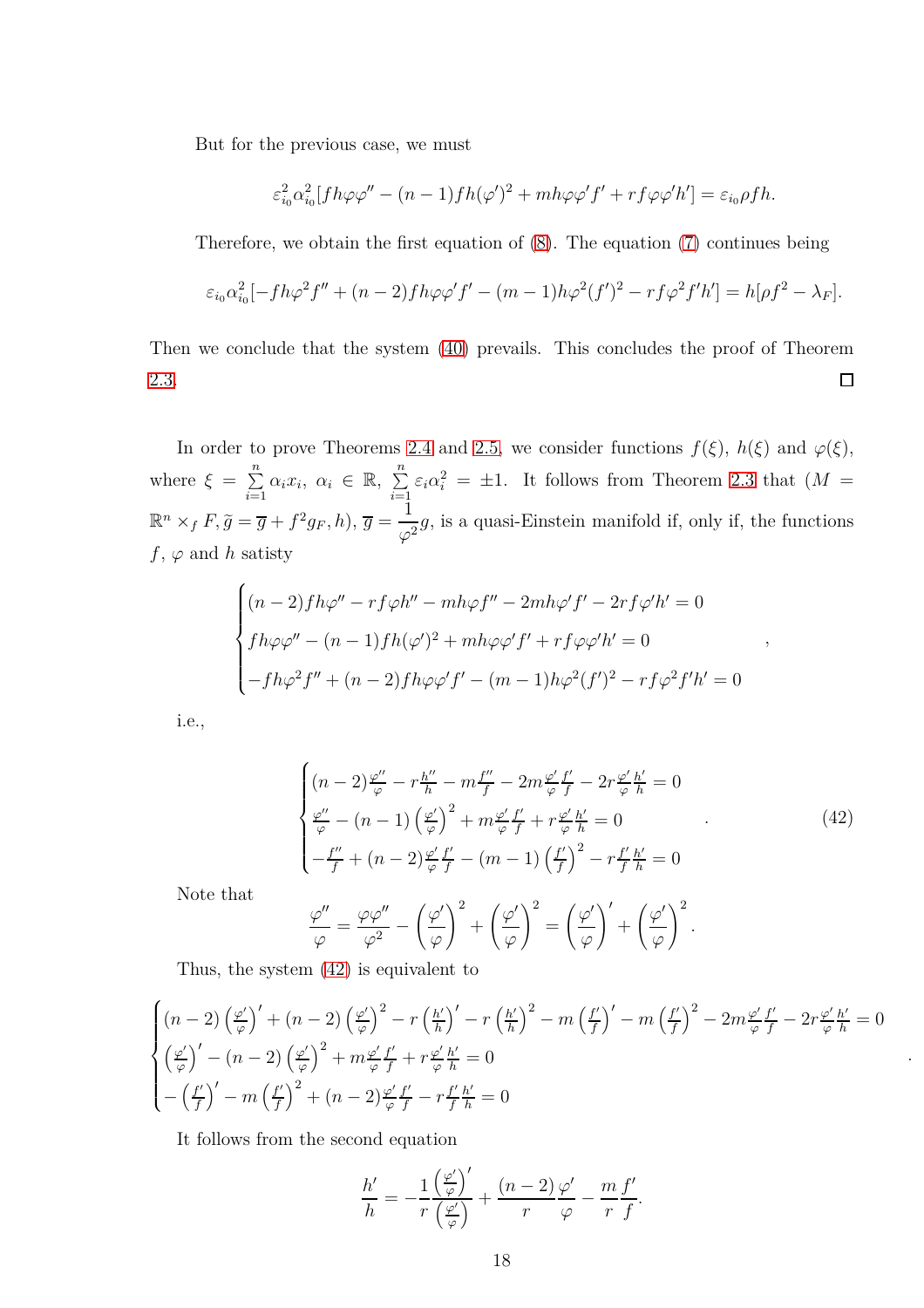But for the previous case, we must

$$\varepsilon_{i_0}^2\alpha_{i_0}^2[fh\varphi\varphi'' - (n-1)fh(\varphi')^2 + mh\varphi\varphi' f' + rf\varphi\varphi' h'] = \varepsilon_{i_0}\rho fh.$$

Therefore, we obtain the first equation of (8). The equation (7) continues being

$$\varepsilon_{i_0}\alpha_{i_0}^2[-fh\varphi^2 f'' + (n-2)fh\varphi\varphi' f' - (m-1)h\varphi^2(f')^2 - rf\varphi^2 f' h'] = h[\rho f^2 - \lambda_F].$$

Then we conclude that the system (40) prevails. This concludes the proof of Theorem 2.3. ☐

In order to prove Theorems 2.4 and 2.5, we consider functions $f(\xi)$, $h(\xi)$ and $\varphi(\xi)$, where $\xi = \sum_{i=1}^{n}\alpha_i x_i$, $\alpha_i \in \mathbb{R}$, $\sum_{i=1}^{n}\varepsilon_i\alpha_i^2 = \pm 1$. It follows from Theorem 2.3 that $(M = \mathbb{R}^n \times_f F, \widetilde{g} = \overline{g} + f^2 g_F, h)$, $\overline{g} = \dfrac{1}{\varphi^2}g$, is a quasi-Einstein manifold if, only if, the functions $f$, $\varphi$ and $h$ satisty

$$\begin{cases} (n-2)fh\varphi'' - rf\varphi h'' - mh\varphi f'' - 2mh\varphi' f' - 2rf\varphi' h' = 0 \\ fh\varphi\varphi'' - (n-1)fh(\varphi')^2 + mh\varphi\varphi' f' + rf\varphi\varphi' h' = 0 \\ -fh\varphi^2 f'' + (n-2)fh\varphi\varphi' f' - (m-1)h\varphi^2(f')^2 - rf\varphi^2 f' h' = 0 \end{cases},$$

i.e.,

$$\begin{cases} (n-2)\frac{\varphi''}{\varphi} - r\frac{h''}{h} - m\frac{f''}{f} - 2m\frac{\varphi'}{\varphi}\frac{f'}{f} - 2r\frac{\varphi'}{\varphi}\frac{h'}{h} = 0 \\ \frac{\varphi''}{\varphi} - (n-1)\left(\frac{\varphi'}{\varphi}\right)^2 + m\frac{\varphi'}{\varphi}\frac{f'}{f} + r\frac{\varphi'}{\varphi}\frac{h'}{h} = 0 \\ -\frac{f''}{f} + (n-2)\frac{\varphi'}{\varphi}\frac{f'}{f} - (m-1)\left(\frac{f'}{f}\right)^2 - r\frac{f'}{f}\frac{h'}{h} = 0 \end{cases}. \tag{42}$$

Note that

$$\frac{\varphi''}{\varphi} = \frac{\varphi\varphi''}{\varphi^2} - \left(\frac{\varphi'}{\varphi}\right)^2 + \left(\frac{\varphi'}{\varphi}\right)^2 = \left(\frac{\varphi'}{\varphi}\right)' + \left(\frac{\varphi'}{\varphi}\right)^2.$$

Thus, the system (42) is equivalent to

$$\begin{cases} (n-2)\left(\frac{\varphi'}{\varphi}\right)' + (n-2)\left(\frac{\varphi'}{\varphi}\right)^2 - r\left(\frac{h'}{h}\right)' - r\left(\frac{h'}{h}\right)^2 - m\left(\frac{f'}{f}\right)' - m\left(\frac{f'}{f}\right)^2 - 2m\frac{\varphi'}{\varphi}\frac{f'}{f} - 2r\frac{\varphi'}{\varphi}\frac{h'}{h} = 0 \\ \left(\frac{\varphi'}{\varphi}\right)' - (n-2)\left(\frac{\varphi'}{\varphi}\right)^2 + m\frac{\varphi'}{\varphi}\frac{f'}{f} + r\frac{\varphi'}{\varphi}\frac{h'}{h} = 0 \\ -\left(\frac{f'}{f}\right)' - m\left(\frac{f'}{f}\right)^2 + (n-2)\frac{\varphi'}{\varphi}\frac{f'}{f} - r\frac{f'}{f}\frac{h'}{h} = 0 \end{cases}.$$

It follows from the second equation

$$\frac{h'}{h} = -\frac{1}{r}\frac{\left(\frac{\varphi'}{\varphi}\right)'}{\left(\frac{\varphi'}{\varphi}\right)} + \frac{(n-2)}{r}\frac{\varphi'}{\varphi} - \frac{m}{r}\frac{f'}{f}.$$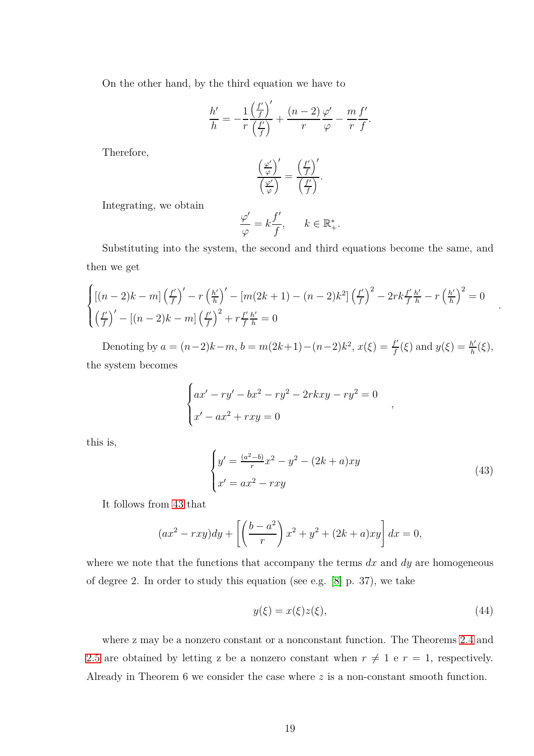On the other hand, by the third equation we have to

$$\frac{h'}{h} = -\frac{1}{r}\frac{\left(\frac{f'}{f}\right)'}{\left(\frac{f'}{f}\right)} + \frac{(n-2)}{r}\frac{\varphi'}{\varphi} - \frac{m}{r}\frac{f'}{f}.$$

Therefore,

$$\frac{\left(\frac{\varphi'}{\varphi}\right)'}{\left(\frac{\varphi'}{\varphi}\right)} = \frac{\left(\frac{f'}{f}\right)'}{\left(\frac{f'}{f}\right)}.$$

Integrating, we obtain

$$\frac{\varphi'}{\varphi} = k\frac{f'}{f}, \qquad k \in \mathbb{R}_+^*.$$

Substituting into the system, the second and third equations become the same, and then we get

$$\begin{cases} [(n-2)k - m]\left(\frac{f'}{f}\right)' - r\left(\frac{h'}{h}\right)' - [m(2k+1) - (n-2)k^2]\left(\frac{f'}{f}\right)^2 - 2rk\frac{f'}{f}\frac{h'}{h} - r\left(\frac{h'}{h}\right)^2 = 0 \\ \left(\frac{f'}{f}\right)' - [(n-2)k - m]\left(\frac{f'}{f}\right)^2 + r\frac{f'}{f}\frac{h'}{h} = 0 \end{cases}.$$

Denoting by $a = (n-2)k - m$, $b = m(2k+1) - (n-2)k^2$, $x(\xi) = \frac{f'}{f}(\xi)$ and $y(\xi) = \frac{h'}{h}(\xi)$, the system becomes

$$\begin{cases} ax' - ry' - bx^2 - ry^2 - 2rkxy - ry^2 = 0 \\ x' - ax^2 + rxy = 0 \end{cases},$$

this is,

$$\begin{cases} y' = \frac{(a^2-b)}{r}x^2 - y^2 - (2k+a)xy \\ x' = ax^2 - rxy \end{cases} \tag{43}$$

It follows from 43 that

$$(ax^2 - rxy)dy + \left[\left(\frac{b-a^2}{r}\right)x^2 + y^2 + (2k+a)xy\right]dx = 0,$$

where we note that the functions that accompany the terms $dx$ and $dy$ are homogeneous of degree 2. In order to study this equation (see e.g. [8] p. 37), we take

$$y(\xi) = x(\xi)z(\xi), \tag{44}$$

where z may be a nonzero constant or a nonconstant function. The Theorems 2.4 and 2.5 are obtained by letting z be a nonzero constant when $r \neq 1$ e $r = 1$, respectively. Already in Theorem 6 we consider the case where $z$ is a non-constant smooth function.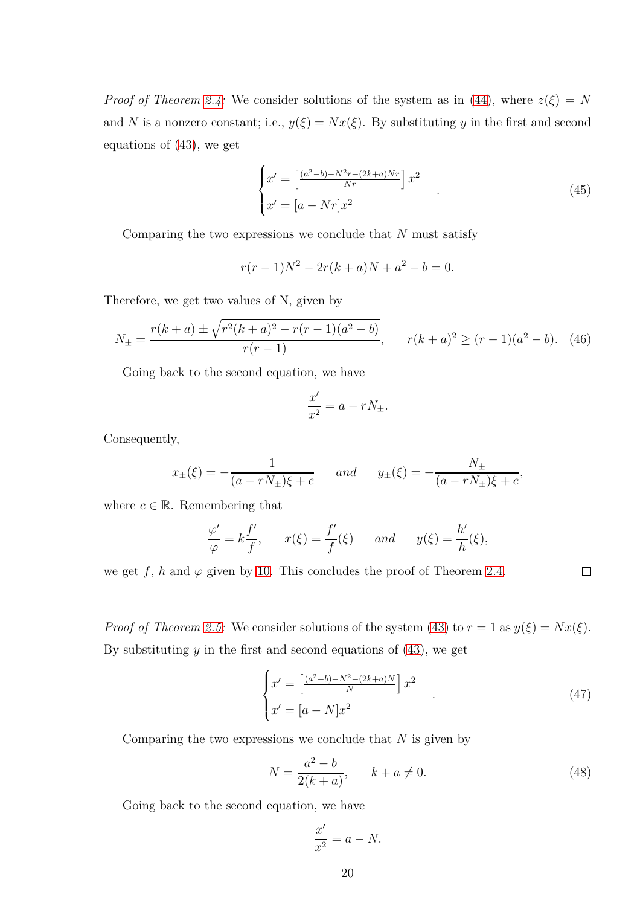*Proof of Theorem 2.4*: We consider solutions of the system as in (44), where $z(\xi) = N$ and $N$ is a nonzero constant; i.e., $y(\xi) = Nx(\xi)$. By substituting $y$ in the first and second equations of (43), we get

$$\begin{cases} x' = \left[\frac{(a^2-b)-N^2r-(2k+a)Nr}{Nr}\right]x^2 \\ x' = [a - Nr]x^2 \end{cases}. \tag{45}$$

Comparing the two expressions we conclude that $N$ must satisfy

$$r(r-1)N^2 - 2r(k+a)N + a^2 - b = 0.$$

Therefore, we get two values of N, given by

$$N_{\pm} = \frac{r(k+a) \pm \sqrt{r^2(k+a)^2 - r(r-1)(a^2-b)}}{r(r-1)}, \qquad r(k+a)^2 \geq (r-1)(a^2-b). \tag{46}$$

Going back to the second equation, we have

$$\frac{x'}{x^2} = a - rN_{\pm}.$$

Consequently,

$$x_{\pm}(\xi) = -\frac{1}{(a-rN_{\pm})\xi + c} \qquad \textit{and} \qquad y_{\pm}(\xi) = -\frac{N_{\pm}}{(a-rN_{\pm})\xi + c},$$

where $c \in \mathbb{R}$. Remembering that

$$\frac{\varphi'}{\varphi} = k\frac{f'}{f}, \qquad x(\xi) = \frac{f'}{f}(\xi) \qquad \textit{and} \qquad y(\xi) = \frac{h'}{h}(\xi),$$

we get $f$, $h$ and $\varphi$ given by 10. This concludes the proof of Theorem 2.4. □

*Proof of Theorem 2.5*: We consider solutions of the system (43) to $r = 1$ as $y(\xi) = Nx(\xi)$. By substituting $y$ in the first and second equations of (43), we get

$$\begin{cases} x' = \left[\frac{(a^2-b)-N^2-(2k+a)N}{N}\right]x^2 \\ x' = [a - N]x^2 \end{cases}. \tag{47}$$

Comparing the two expressions we conclude that $N$ is given by

$$N = \frac{a^2-b}{2(k+a)}, \qquad k + a \neq 0. \tag{48}$$

Going back to the second equation, we have

$$\frac{x'}{x^2} = a - N.$$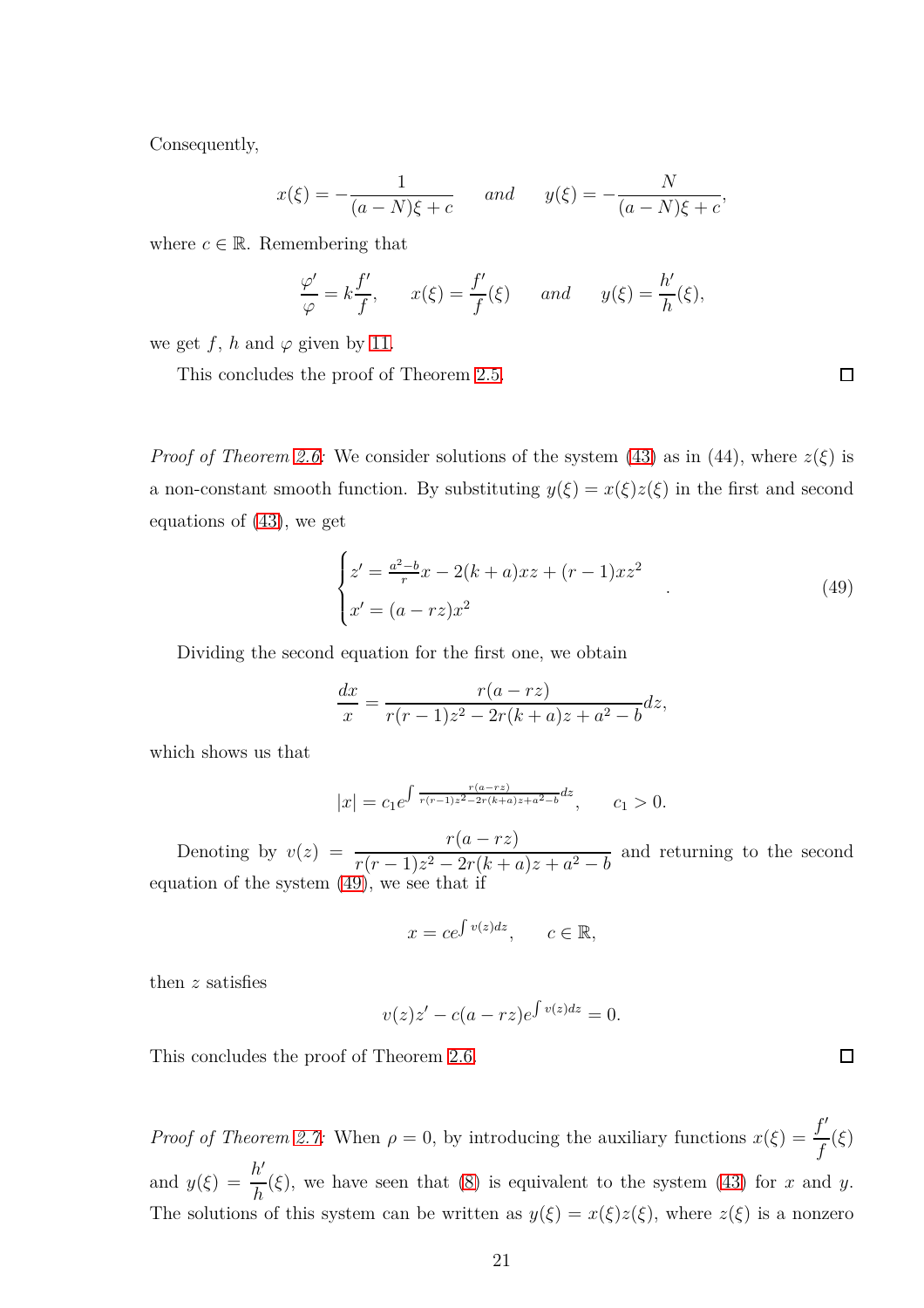Consequently,

$$x(\xi) = -\frac{1}{(a-N)\xi + c} \qquad \textit{and} \qquad y(\xi) = -\frac{N}{(a-N)\xi + c},$$

where $c \in \mathbb{R}$. Remembering that

$$\frac{\varphi'}{\varphi} = k\frac{f'}{f}, \qquad x(\xi) = \frac{f'}{f}(\xi) \qquad \textit{and} \qquad y(\xi) = \frac{h'}{h}(\xi),$$

we get $f$, $h$ and $\varphi$ given by 11.

This concludes the proof of Theorem 2.5. $\square$

*Proof of Theorem 2.6*: We consider solutions of the system (43) as in (44), where $z(\xi)$ is a non-constant smooth function. By substituting $y(\xi) = x(\xi)z(\xi)$ in the first and second equations of (43), we get

$$\begin{cases} z' = \frac{a^2-b}{r}x - 2(k+a)xz + (r-1)xz^2 \\ x' = (a - rz)x^2 \end{cases} . \tag{49}$$

Dividing the second equation for the first one, we obtain

$$\frac{dx}{x} = \frac{r(a-rz)}{r(r-1)z^2 - 2r(k+a)z + a^2 - b}dz,$$

which shows us that

$$|x| = c_1 e^{\int \frac{r(a-rz)}{r(r-1)z^2 - 2r(k+a)z + a^2 - b}dz}, \qquad c_1 > 0.$$

Denoting by $v(z) = \dfrac{r(a-rz)}{r(r-1)z^2 - 2r(k+a)z + a^2 - b}$ and returning to the second equation of the system (49), we see that if

$$x = ce^{\int v(z)dz}, \qquad c \in \mathbb{R},$$

then $z$ satisfies

$$v(z)z' - c(a - rz)e^{\int v(z)dz} = 0.$$

This concludes the proof of Theorem 2.6. $\square$

*Proof of Theorem 2.7*: When $\rho = 0$, by introducing the auxiliary functions $x(\xi) = \dfrac{f'}{f}(\xi)$ and $y(\xi) = \dfrac{h'}{h}(\xi)$, we have seen that (8) is equivalent to the system (43) for $x$ and $y$. The solutions of this system can be written as $y(\xi) = x(\xi)z(\xi)$, where $z(\xi)$ is a nonzero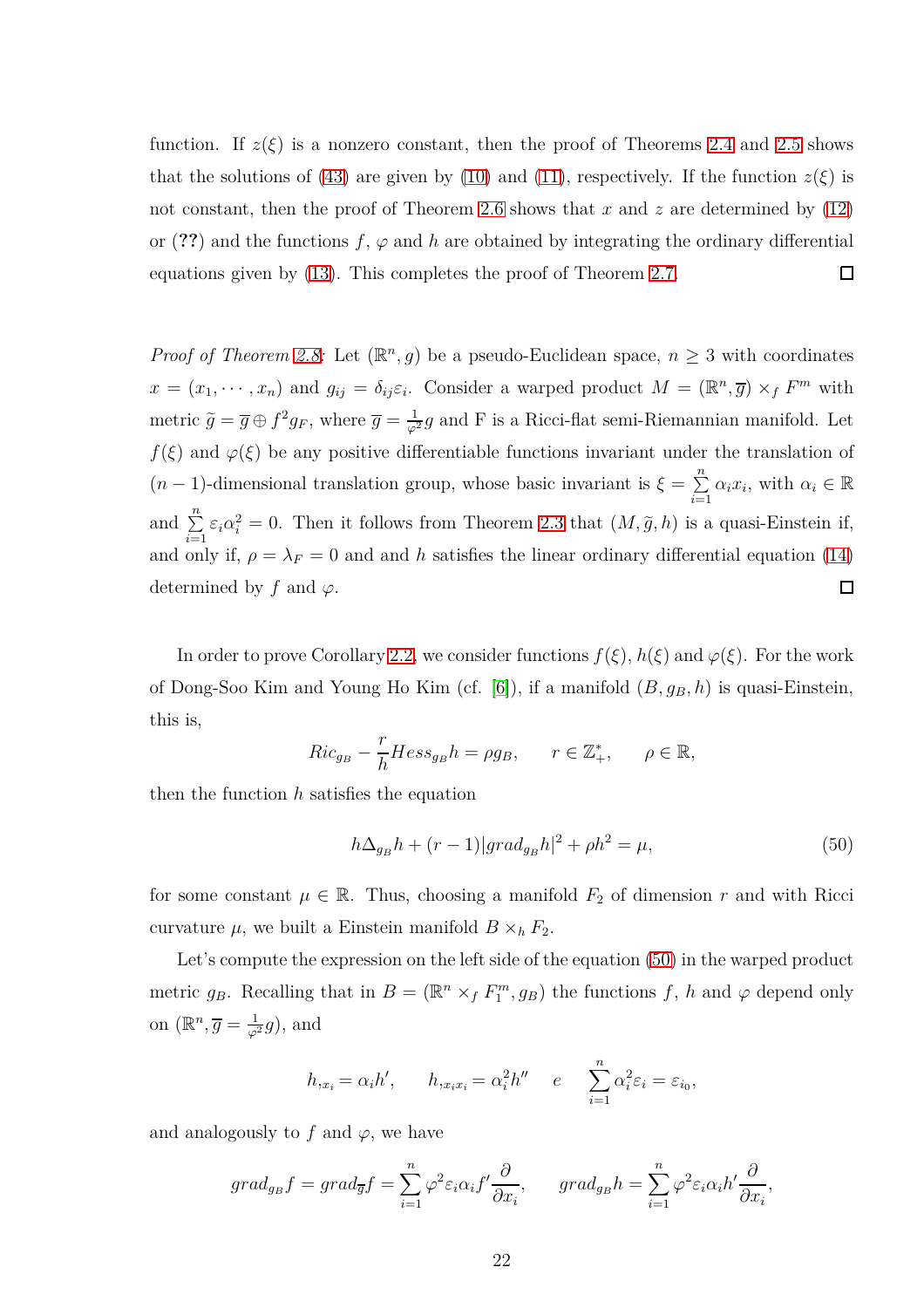function. If $z(\xi)$ is a nonzero constant, then the proof of Theorems 2.4 and 2.5 shows that the solutions of (43) are given by (10) and (11), respectively. If the function $z(\xi)$ is not constant, then the proof of Theorem 2.6 shows that $x$ and $z$ are determined by (12) or (**??**) and the functions $f$, $\varphi$ and $h$ are obtained by integrating the ordinary differential equations given by (13). This completes the proof of Theorem 2.7. □

*Proof of Theorem 2.8*: Let $(\mathbb{R}^n, g)$ be a pseudo-Euclidean space, $n \geq 3$ with coordinates $x = (x_1, \cdots, x_n)$ and $g_{ij} = \delta_{ij}\varepsilon_i$. Consider a warped product $M = (\mathbb{R}^n, \overline{g}) \times_f F^m$ with metric $\widetilde{g} = \overline{g} \oplus f^2 g_F$, where $\overline{g} = \frac{1}{\varphi^2} g$ and F is a Ricci-flat semi-Riemannian manifold. Let $f(\xi)$ and $\varphi(\xi)$ be any positive differentiable functions invariant under the translation of $(n-1)$-dimensional translation group, whose basic invariant is $\xi = \sum_{i=1}^{n} \alpha_i x_i$, with $\alpha_i \in \mathbb{R}$ and $\sum_{i=1}^{n} \varepsilon_i \alpha_i^2 = 0$. Then it follows from Theorem 2.3 that $(M, \widetilde{g}, h)$ is a quasi-Einstein if, and only if, $\rho = \lambda_F = 0$ and and $h$ satisfies the linear ordinary differential equation (14) determined by $f$ and $\varphi$. □

In order to prove Corollary 2.2, we consider functions $f(\xi)$, $h(\xi)$ and $\varphi(\xi)$. For the work of Dong-Soo Kim and Young Ho Kim (cf. [6]), if a manifold $(B, g_B, h)$ is quasi-Einstein, this is,

$$Ric_{g_B} - \frac{r}{h} Hess_{g_B} h = \rho g_B, \qquad r \in \mathbb{Z}_+^*, \qquad \rho \in \mathbb{R},$$

then the function $h$ satisfies the equation

$$h\Delta_{g_B} h + (r-1)|grad_{g_B} h|^2 + \rho h^2 = \mu, \tag{50}$$

for some constant $\mu \in \mathbb{R}$. Thus, choosing a manifold $F_2$ of dimension $r$ and with Ricci curvature $\mu$, we built a Einstein manifold $B \times_h F_2$.

Let's compute the expression on the left side of the equation (50) in the warped product metric $g_B$. Recalling that in $B = (\mathbb{R}^n \times_f F_1^m, g_B)$ the functions $f$, $h$ and $\varphi$ depend only on $(\mathbb{R}^n, \overline{g} = \frac{1}{\varphi^2} g)$, and

$$h_{,x_i} = \alpha_i h', \qquad h_{,x_i x_i} = \alpha_i^2 h'' \quad e \quad \sum_{i=1}^{n} \alpha_i^2 \varepsilon_i = \varepsilon_{i_0},$$

and analogously to $f$ and $\varphi$, we have

$$grad_{g_B} f = grad_{\overline{g}} f = \sum_{i=1}^{n} \varphi^2 \varepsilon_i \alpha_i f' \frac{\partial}{\partial x_i}, \qquad grad_{g_B} h = \sum_{i=1}^{n} \varphi^2 \varepsilon_i \alpha_i h' \frac{\partial}{\partial x_i},$$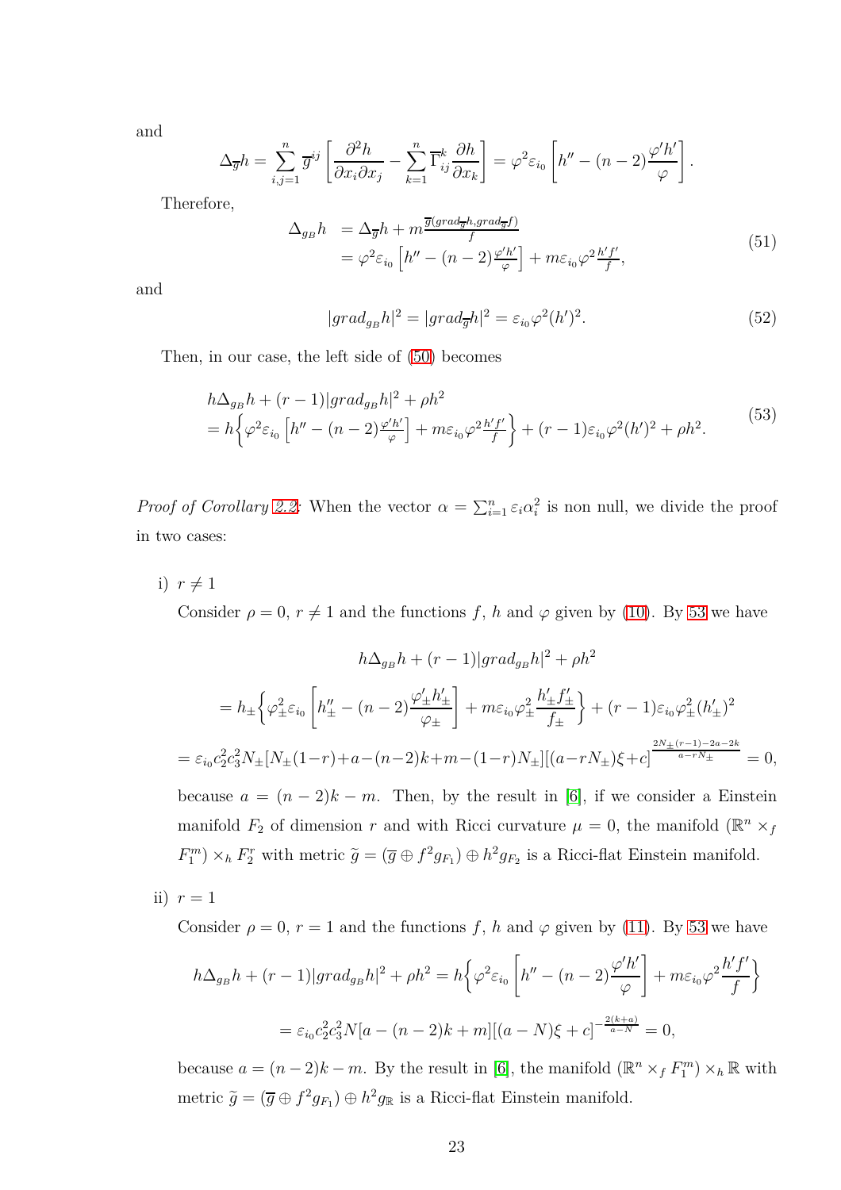and

$$\Delta_{\overline{g}} h = \sum_{i,j=1}^{n} \overline{g}^{ij} \left[ \frac{\partial^2 h}{\partial x_i \partial x_j} - \sum_{k=1}^{n} \overline{\Gamma}_{ij}^{k} \frac{\partial h}{\partial x_k} \right] = \varphi^2 \varepsilon_{i_0} \left[ h'' - (n-2) \frac{\varphi' h'}{\varphi} \right].$$

Therefore,

$$\begin{aligned} \Delta_{g_B} h &= \Delta_{\overline{g}} h + m \frac{\overline{g}(grad_{\overline{g}} h, grad_{\overline{g}} f)}{f} \\ &= \varphi^2 \varepsilon_{i_0} \left[ h'' - (n-2) \frac{\varphi' h'}{\varphi} \right] + m \varepsilon_{i_0} \varphi^2 \frac{h' f'}{f}, \end{aligned} \tag{51}$$

and

$$|grad_{g_B} h|^2 = |grad_{\overline{g}} h|^2 = \varepsilon_{i_0} \varphi^2 (h')^2. \tag{52}$$

Then, in our case, the left side of (50) becomes

$$\begin{aligned} & h \Delta_{g_B} h + (r-1) |grad_{g_B} h|^2 + \rho h^2 \\ &= h \Big\{ \varphi^2 \varepsilon_{i_0} \left[ h'' - (n-2) \frac{\varphi' h'}{\varphi} \right] + m \varepsilon_{i_0} \varphi^2 \frac{h' f'}{f} \Big\} + (r-1) \varepsilon_{i_0} \varphi^2 (h')^2 + \rho h^2. \end{aligned} \tag{53}$$

*Proof of Corollary 2.2:* When the vector $\alpha = \sum_{i=1}^{n} \varepsilon_i \alpha_i^2$ is non null, we divide the proof in two cases:

i) $r \neq 1$

Consider $\rho = 0$, $r \neq 1$ and the functions $f$, $h$ and $\varphi$ given by (10). By 53 we have

$$h \Delta_{g_B} h + (r-1) |grad_{g_B} h|^2 + \rho h^2$$

$$= h_{\pm} \Big\{ \varphi_{\pm}^2 \varepsilon_{i_0} \left[ h_{\pm}'' - (n-2) \frac{\varphi_{\pm}' h_{\pm}'}{\varphi_{\pm}} \right] + m \varepsilon_{i_0} \varphi_{\pm}^2 \frac{h_{\pm}' f_{\pm}'}{f_{\pm}} \Big\} + (r-1) \varepsilon_{i_0} \varphi_{\pm}^2 (h_{\pm}')^2$$

$$= \varepsilon_{i_0} c_2^2 c_3^2 N_{\pm} [N_{\pm}(1-r) + a - (n-2)k + m - (1-r) N_{\pm}] [(a - r N_{\pm}) \xi + c]^{\frac{2N_{\pm}(r-1) - 2a - 2k}{a - r N_{\pm}}} = 0,$$

because $a = (n-2)k - m$. Then, by the result in [6], if we consider a Einstein manifold $F_2$ of dimension $r$ and with Ricci curvature $\mu = 0$, the manifold $(\mathbb{R}^n \times_f F_1^m) \times_h F_2^r$ with metric $\widetilde{g} = (\overline{g} \oplus f^2 g_{F_1}) \oplus h^2 g_{F_2}$ is a Ricci-flat Einstein manifold.

ii) $r = 1$

Consider $\rho = 0$, $r = 1$ and the functions $f$, $h$ and $\varphi$ given by (11). By 53 we have

$$h \Delta_{g_B} h + (r-1) |grad_{g_B} h|^2 + \rho h^2 = h \Big\{ \varphi^2 \varepsilon_{i_0} \left[ h'' - (n-2) \frac{\varphi' h'}{\varphi} \right] + m \varepsilon_{i_0} \varphi^2 \frac{h' f'}{f} \Big\}$$

$$= \varepsilon_{i_0} c_2^2 c_3^2 N [a - (n-2)k + m] [(a - N) \xi + c]^{-\frac{2(k+a)}{a - N}} = 0,$$

because $a = (n-2)k - m$. By the result in [6], the manifold $(\mathbb{R}^n \times_f F_1^m) \times_h \mathbb{R}$ with metric $\widetilde{g} = (\overline{g} \oplus f^2 g_{F_1}) \oplus h^2 g_{\mathbb{R}}$ is a Ricci-flat Einstein manifold.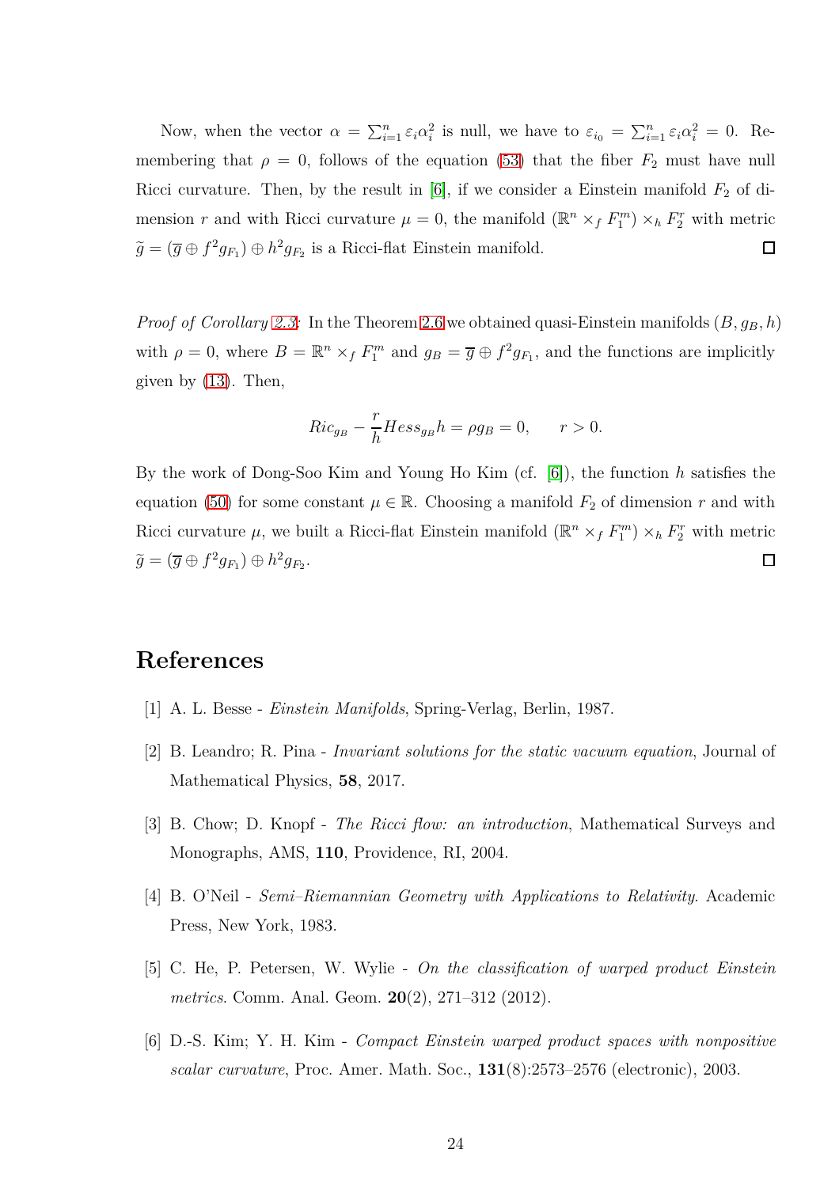Now, when the vector $\alpha = \sum_{i=1}^{n} \varepsilon_i \alpha_i^2$ is null, we have to $\varepsilon_{i_0} = \sum_{i=1}^{n} \varepsilon_i \alpha_i^2 = 0$. Remembering that $\rho = 0$, follows of the equation (53) that the fiber $F_2$ must have null Ricci curvature. Then, by the result in [6], if we consider a Einstein manifold $F_2$ of dimension $r$ and with Ricci curvature $\mu = 0$, the manifold $(\mathbb{R}^n \times_f F_1^m) \times_h F_2^r$ with metric $\widetilde{g} = (\overline{g} \oplus f^2 g_{F_1}) \oplus h^2 g_{F_2}$ is a Ricci-flat Einstein manifold. □

*Proof of Corollary 2.3:* In the Theorem 2.6 we obtained quasi-Einstein manifolds $(B, g_B, h)$ with $\rho = 0$, where $B = \mathbb{R}^n \times_f F_1^m$ and $g_B = \overline{g} \oplus f^2 g_{F_1}$, and the functions are implicitly given by (13). Then,

$$Ric_{g_B} - \frac{r}{h} Hess_{g_B} h = \rho g_B = 0, \qquad r > 0.$$

By the work of Dong-Soo Kim and Young Ho Kim (cf. [6]), the function $h$ satisfies the equation (50) for some constant $\mu \in \mathbb{R}$. Choosing a manifold $F_2$ of dimension $r$ and with Ricci curvature $\mu$, we built a Ricci-flat Einstein manifold $(\mathbb{R}^n \times_f F_1^m) \times_h F_2^r$ with metric $\widetilde{g} = (\overline{g} \oplus f^2 g_{F_1}) \oplus h^2 g_{F_2}$. □

## References

[1] A. L. Besse - *Einstein Manifolds*, Spring-Verlag, Berlin, 1987.

[2] B. Leandro; R. Pina - *Invariant solutions for the static vacuum equation*, Journal of Mathematical Physics, **58**, 2017.

[3] B. Chow; D. Knopf - *The Ricci flow: an introduction*, Mathematical Surveys and Monographs, AMS, **110**, Providence, RI, 2004.

[4] B. O'Neil - *Semi–Riemannian Geometry with Applications to Relativity*. Academic Press, New York, 1983.

[5] C. He, P. Petersen, W. Wylie - *On the classification of warped product Einstein metrics*. Comm. Anal. Geom. **20**(2), 271–312 (2012).

[6] D.-S. Kim; Y. H. Kim - *Compact Einstein warped product spaces with nonpositive scalar curvature*, Proc. Amer. Math. Soc., **131**(8):2573–2576 (electronic), 2003.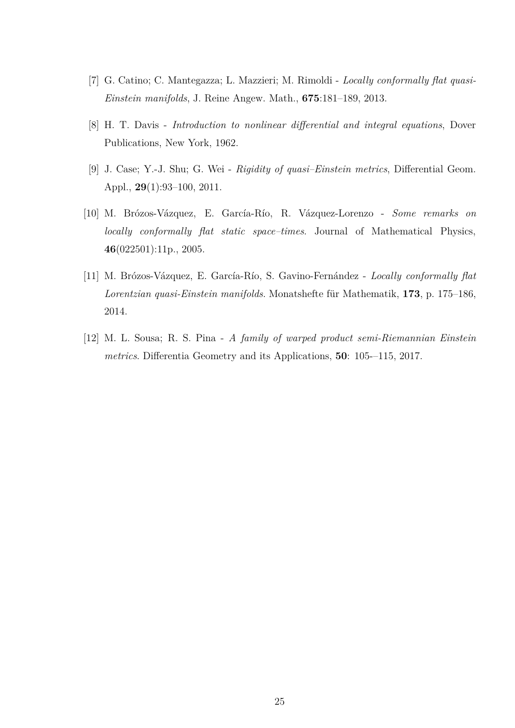[7] G. Catino; C. Mantegazza; L. Mazzieri; M. Rimoldi - *Locally conformally flat quasi-Einstein manifolds*, J. Reine Angew. Math., **675**:181–189, 2013.

[8] H. T. Davis - *Introduction to nonlinear differential and integral equations*, Dover Publications, New York, 1962.

[9] J. Case; Y.-J. Shu; G. Wei - *Rigidity of quasi–Einstein metrics*, Differential Geom. Appl., **29**(1):93–100, 2011.

[10] M. Brózos-Vázquez, E. García-Río, R. Vázquez-Lorenzo - *Some remarks on locally conformally flat static space–times*. Journal of Mathematical Physics, **46**(022501):11p., 2005.

[11] M. Brózos-Vázquez, E. García-Río, S. Gavino-Fernández - *Locally conformally flat Lorentzian quasi-Einstein manifolds*. Monatshefte für Mathematik, **173**, p. 175–186, 2014.

[12] M. L. Sousa; R. S. Pina - *A family of warped product semi-Riemannian Einstein metrics*. Differentia Geometry and its Applications, **50**: 105-–115, 2017.